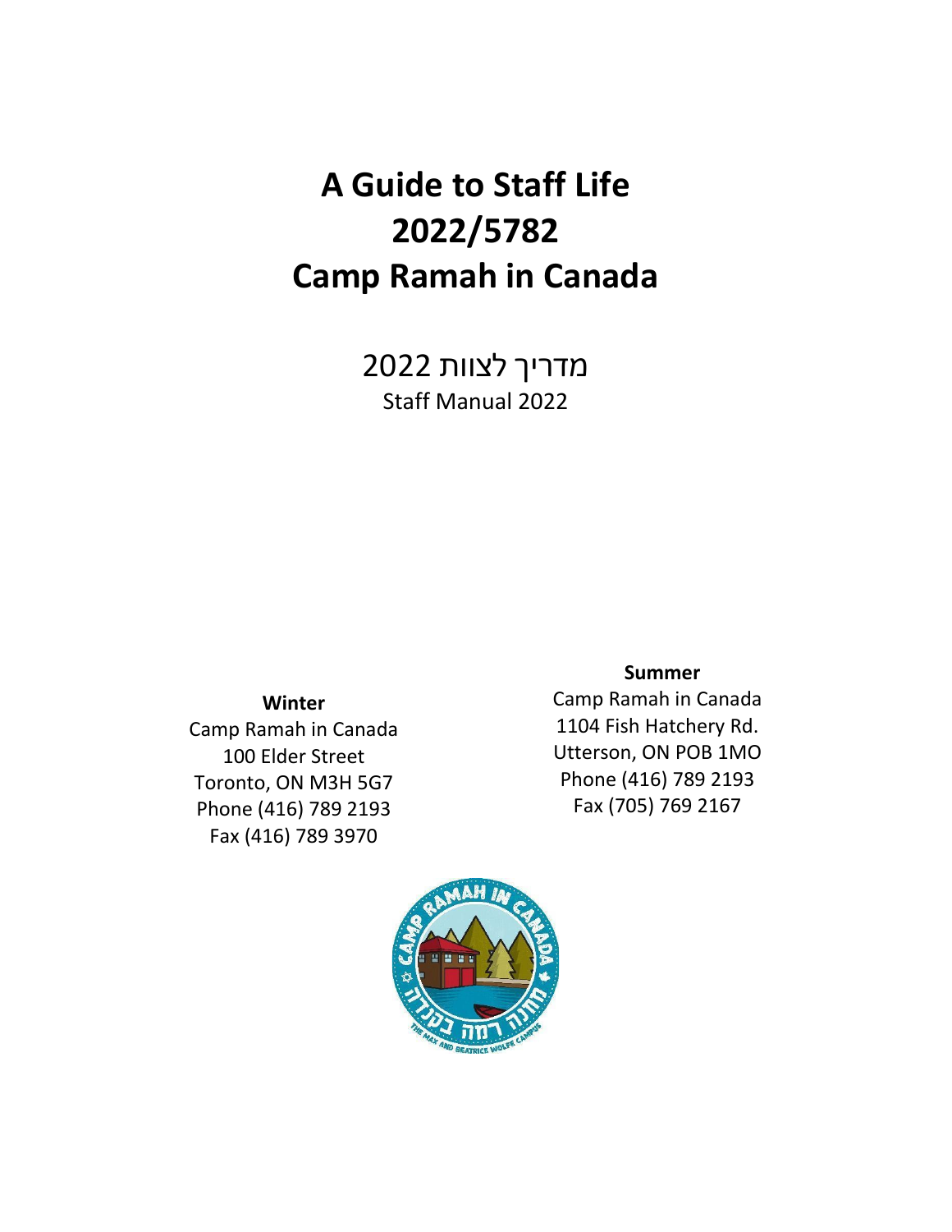# A Guide to Staff Life
# 2022/5782
# Camp Ramah in Canada

מדריך לצוות 2022

Staff Manual 2022

**Winter**

Camp Ramah in Canada
100 Elder Street
Toronto, ON M3H 5G7
Phone (416) 789 2193
Fax (416) 789 3970

**Summer**

Camp Ramah in Canada
1104 Fish Hatchery Rd.
Utterson, ON POB 1MO
Phone (416) 789 2193
Fax (705) 769 2167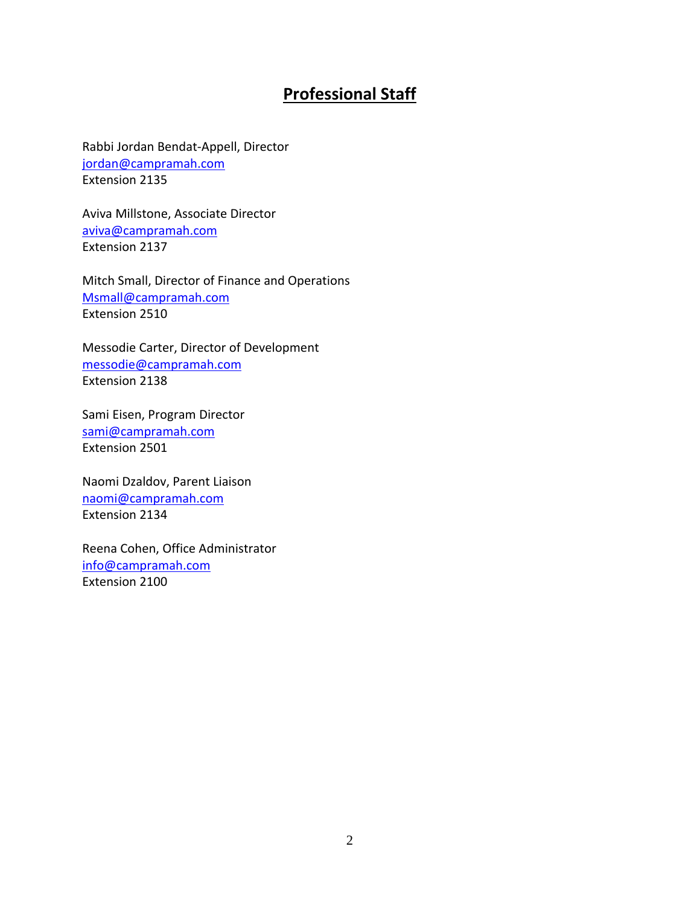# Professional Staff

Rabbi Jordan Bendat-Appell, Director  
jordan@campramah.com  
Extension 2135

Aviva Millstone, Associate Director  
aviva@campramah.com  
Extension 2137

Mitch Small, Director of Finance and Operations  
Msmall@campramah.com  
Extension 2510

Messodie Carter, Director of Development  
messodie@campramah.com  
Extension 2138

Sami Eisen, Program Director  
sami@campramah.com  
Extension 2501

Naomi Dzaldov, Parent Liaison  
naomi@campramah.com  
Extension 2134

Reena Cohen, Office Administrator  
info@campramah.com  
Extension 2100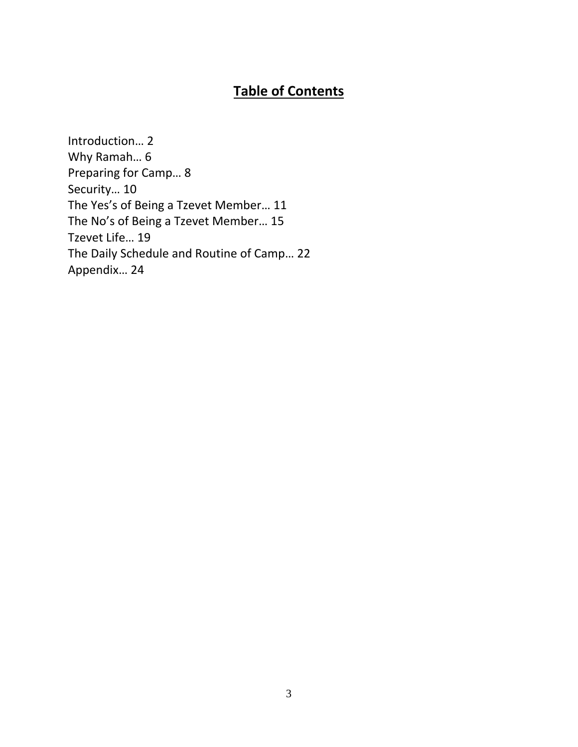# Table of Contents

Introduction… 2
Why Ramah… 6
Preparing for Camp… 8
Security… 10
The Yes's of Being a Tzevet Member… 11
The No's of Being a Tzevet Member… 15
Tzevet Life… 19
The Daily Schedule and Routine of Camp… 22
Appendix… 24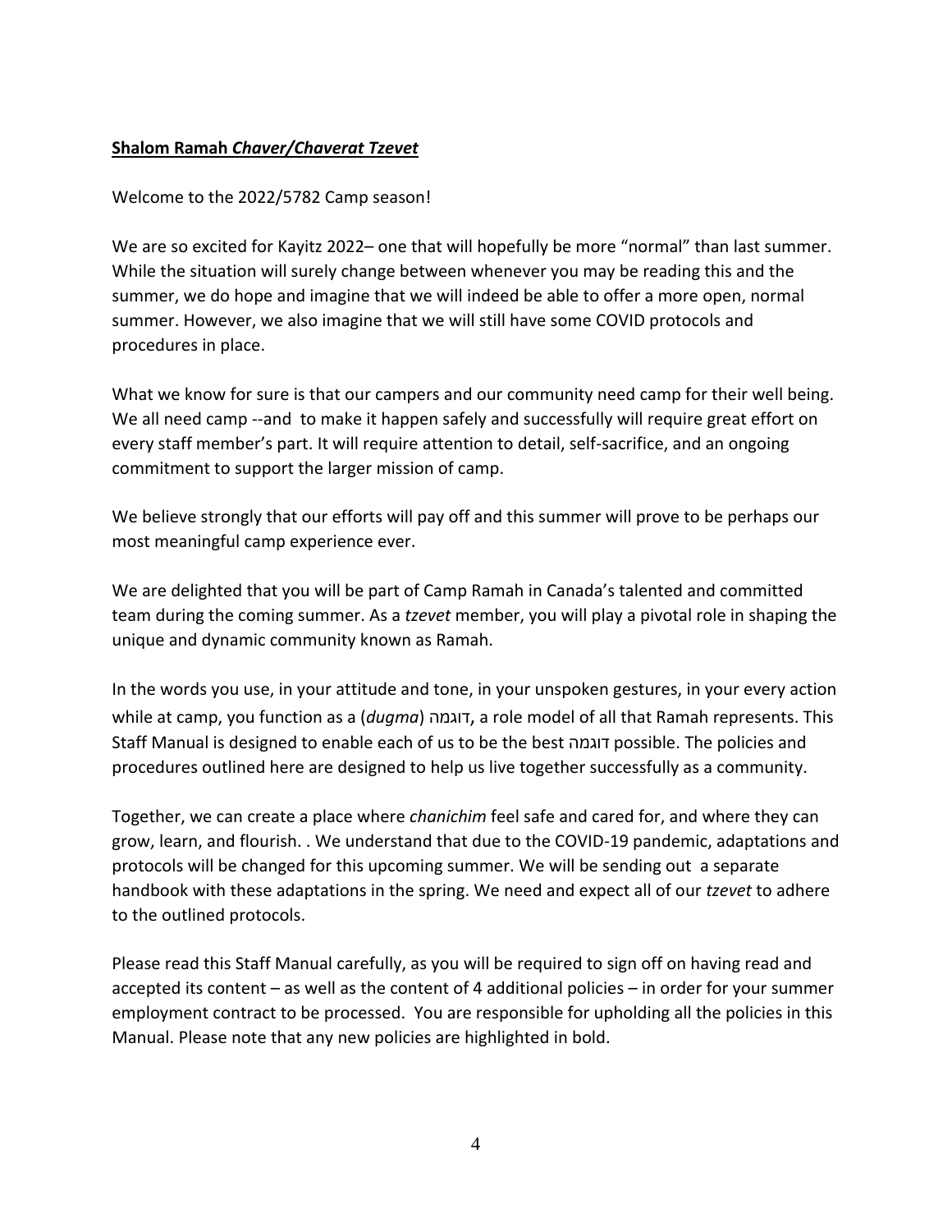**Shalom Ramah *Chaver/Chaverat Tzevet***

Welcome to the 2022/5782 Camp season!

We are so excited for Kayitz 2022– one that will hopefully be more "normal" than last summer. While the situation will surely change between whenever you may be reading this and the summer, we do hope and imagine that we will indeed be able to offer a more open, normal summer. However, we also imagine that we will still have some COVID protocols and procedures in place.

What we know for sure is that our campers and our community need camp for their well being. We all need camp --and to make it happen safely and successfully will require great effort on every staff member's part. It will require attention to detail, self-sacrifice, and an ongoing commitment to support the larger mission of camp.

We believe strongly that our efforts will pay off and this summer will prove to be perhaps our most meaningful camp experience ever.

We are delighted that you will be part of Camp Ramah in Canada's talented and committed team during the coming summer. As a *tzevet* member, you will play a pivotal role in shaping the unique and dynamic community known as Ramah.

In the words you use, in your attitude and tone, in your unspoken gestures, in your every action while at camp, you function as a (*dugma*) דוגמה, a role model of all that Ramah represents. This Staff Manual is designed to enable each of us to be the best דוגמה possible. The policies and procedures outlined here are designed to help us live together successfully as a community.

Together, we can create a place where *chanichim* feel safe and cared for, and where they can grow, learn, and flourish. . We understand that due to the COVID-19 pandemic, adaptations and protocols will be changed for this upcoming summer. We will be sending out a separate handbook with these adaptations in the spring. We need and expect all of our *tzevet* to adhere to the outlined protocols.

Please read this Staff Manual carefully, as you will be required to sign off on having read and accepted its content – as well as the content of 4 additional policies – in order for your summer employment contract to be processed. You are responsible for upholding all the policies in this Manual. Please note that any new policies are highlighted in bold.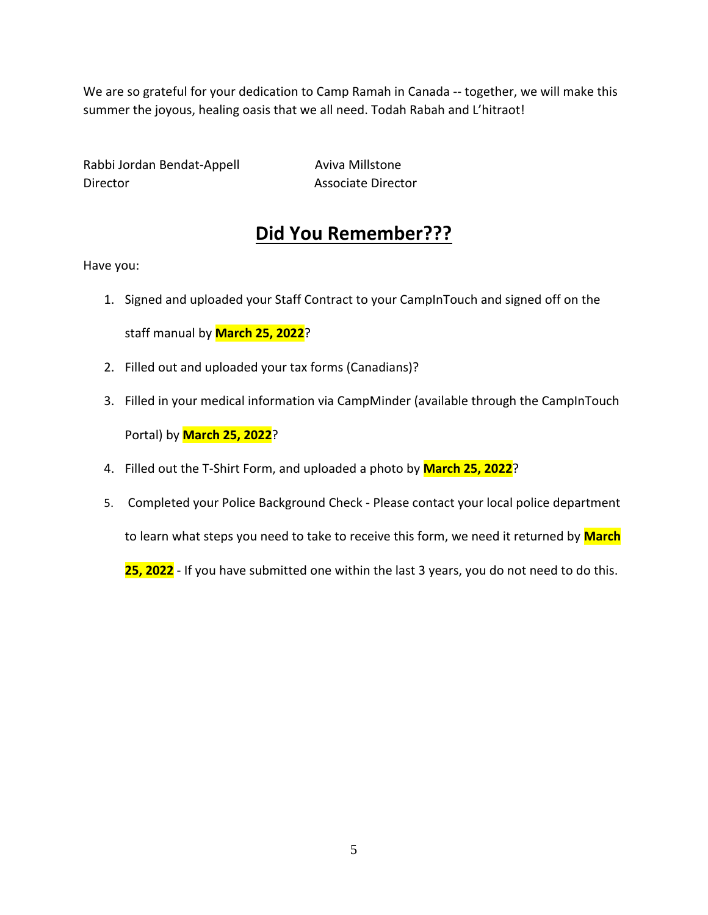We are so grateful for your dedication to Camp Ramah in Canada -- together, we will make this summer the joyous, healing oasis that we all need. Todah Rabah and L'hitraot!

Rabbi Jordan Bendat-Appell
Director

Aviva Millstone
Associate Director

## Did You Remember???

Have you:

1. Signed and uploaded your Staff Contract to your CampInTouch and signed off on the staff manual by **March 25, 2022**?
2. Filled out and uploaded your tax forms (Canadians)?
3. Filled in your medical information via CampMinder (available through the CampInTouch Portal) by **March 25, 2022**?
4. Filled out the T-Shirt Form, and uploaded a photo by **March 25, 2022**?
5. Completed your Police Background Check - Please contact your local police department to learn what steps you need to take to receive this form, we need it returned by **March 25, 2022** - If you have submitted one within the last 3 years, you do not need to do this.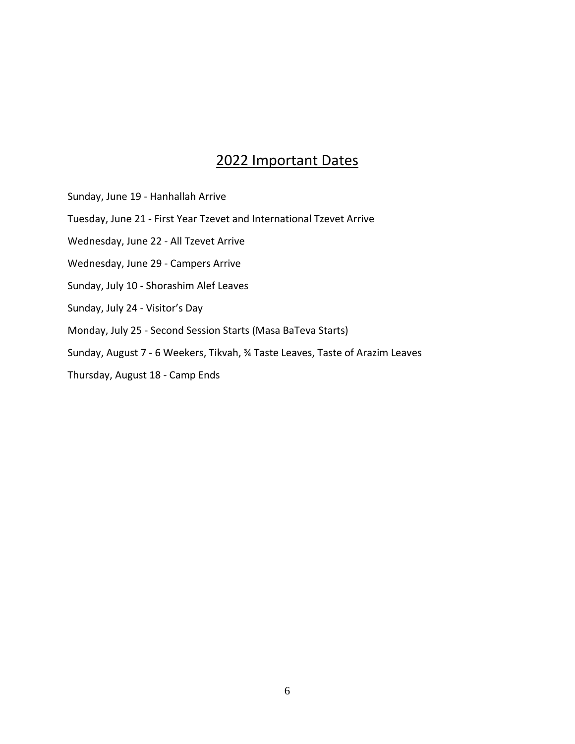## 2022 Important Dates

Sunday, June 19 - Hanhallah Arrive

Tuesday, June 21 - First Year Tzevet and International Tzevet Arrive

Wednesday, June 22 - All Tzevet Arrive

Wednesday, June 29 - Campers Arrive

Sunday, July 10 - Shorashim Alef Leaves

Sunday, July 24 - Visitor's Day

Monday, July 25 - Second Session Starts (Masa BaTeva Starts)

Sunday, August 7 - 6 Weekers, Tikvah, ¾ Taste Leaves, Taste of Arazim Leaves

Thursday, August 18 - Camp Ends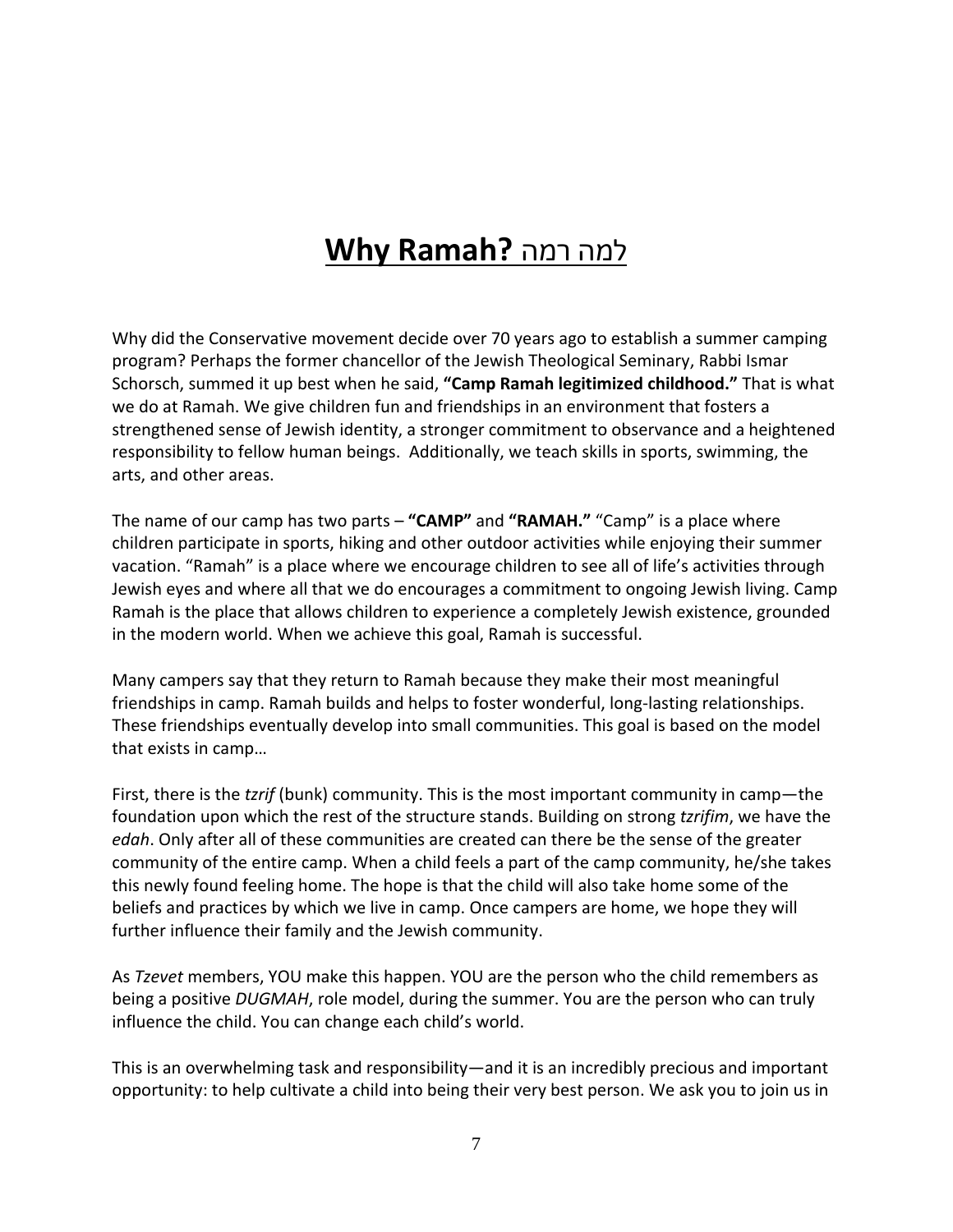# **Why Ramah?** למה רמה

Why did the Conservative movement decide over 70 years ago to establish a summer camping program? Perhaps the former chancellor of the Jewish Theological Seminary, Rabbi Ismar Schorsch, summed it up best when he said, **"Camp Ramah legitimized childhood."** That is what we do at Ramah. We give children fun and friendships in an environment that fosters a strengthened sense of Jewish identity, a stronger commitment to observance and a heightened responsibility to fellow human beings. Additionally, we teach skills in sports, swimming, the arts, and other areas.

The name of our camp has two parts – **"CAMP"** and **"RAMAH."** "Camp" is a place where children participate in sports, hiking and other outdoor activities while enjoying their summer vacation. "Ramah" is a place where we encourage children to see all of life's activities through Jewish eyes and where all that we do encourages a commitment to ongoing Jewish living. Camp Ramah is the place that allows children to experience a completely Jewish existence, grounded in the modern world. When we achieve this goal, Ramah is successful.

Many campers say that they return to Ramah because they make their most meaningful friendships in camp. Ramah builds and helps to foster wonderful, long-lasting relationships. These friendships eventually develop into small communities. This goal is based on the model that exists in camp…

First, there is the *tzrif* (bunk) community. This is the most important community in camp—the foundation upon which the rest of the structure stands. Building on strong *tzrifim*, we have the *edah*. Only after all of these communities are created can there be the sense of the greater community of the entire camp. When a child feels a part of the camp community, he/she takes this newly found feeling home. The hope is that the child will also take home some of the beliefs and practices by which we live in camp. Once campers are home, we hope they will further influence their family and the Jewish community.

As *Tzevet* members, YOU make this happen. YOU are the person who the child remembers as being a positive *DUGMAH*, role model, during the summer. You are the person who can truly influence the child. You can change each child's world.

This is an overwhelming task and responsibility—and it is an incredibly precious and important opportunity: to help cultivate a child into being their very best person. We ask you to join us in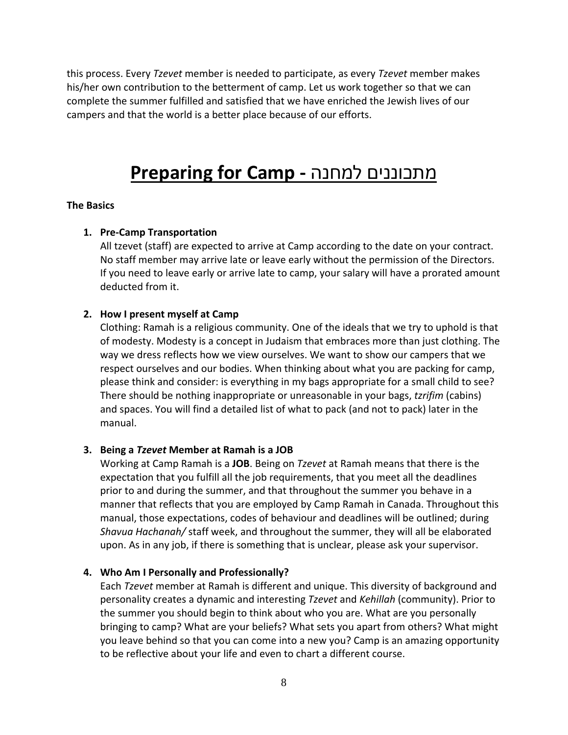this process. Every *Tzevet* member is needed to participate, as every *Tzevet* member makes his/her own contribution to the betterment of camp. Let us work together so that we can complete the summer fulfilled and satisfied that we have enriched the Jewish lives of our campers and that the world is a better place because of our efforts.

# Preparing for Camp - מתכוננים למחנה

**The Basics**

1. **Pre-Camp Transportation**
   All tzevet (staff) are expected to arrive at Camp according to the date on your contract. No staff member may arrive late or leave early without the permission of the Directors. If you need to leave early or arrive late to camp, your salary will have a prorated amount deducted from it.

2. **How I present myself at Camp**
   Clothing: Ramah is a religious community. One of the ideals that we try to uphold is that of modesty. Modesty is a concept in Judaism that embraces more than just clothing. The way we dress reflects how we view ourselves. We want to show our campers that we respect ourselves and our bodies. When thinking about what you are packing for camp, please think and consider: is everything in my bags appropriate for a small child to see? There should be nothing inappropriate or unreasonable in your bags, *tzrifim* (cabins) and spaces. You will find a detailed list of what to pack (and not to pack) later in the manual.

3. **Being a *Tzevet* Member at Ramah is a JOB**
   Working at Camp Ramah is a **JOB**. Being on *Tzevet* at Ramah means that there is the expectation that you fulfill all the job requirements, that you meet all the deadlines prior to and during the summer, and that throughout the summer you behave in a manner that reflects that you are employed by Camp Ramah in Canada. Throughout this manual, those expectations, codes of behaviour and deadlines will be outlined; during *Shavua Hachanah/* staff week, and throughout the summer, they will all be elaborated upon. As in any job, if there is something that is unclear, please ask your supervisor.

4. **Who Am I Personally and Professionally?**
   Each *Tzevet* member at Ramah is different and unique. This diversity of background and personality creates a dynamic and interesting *Tzevet* and *Kehillah* (community). Prior to the summer you should begin to think about who you are. What are you personally bringing to camp? What are your beliefs? What sets you apart from others? What might you leave behind so that you can come into a new you? Camp is an amazing opportunity to be reflective about your life and even to chart a different course.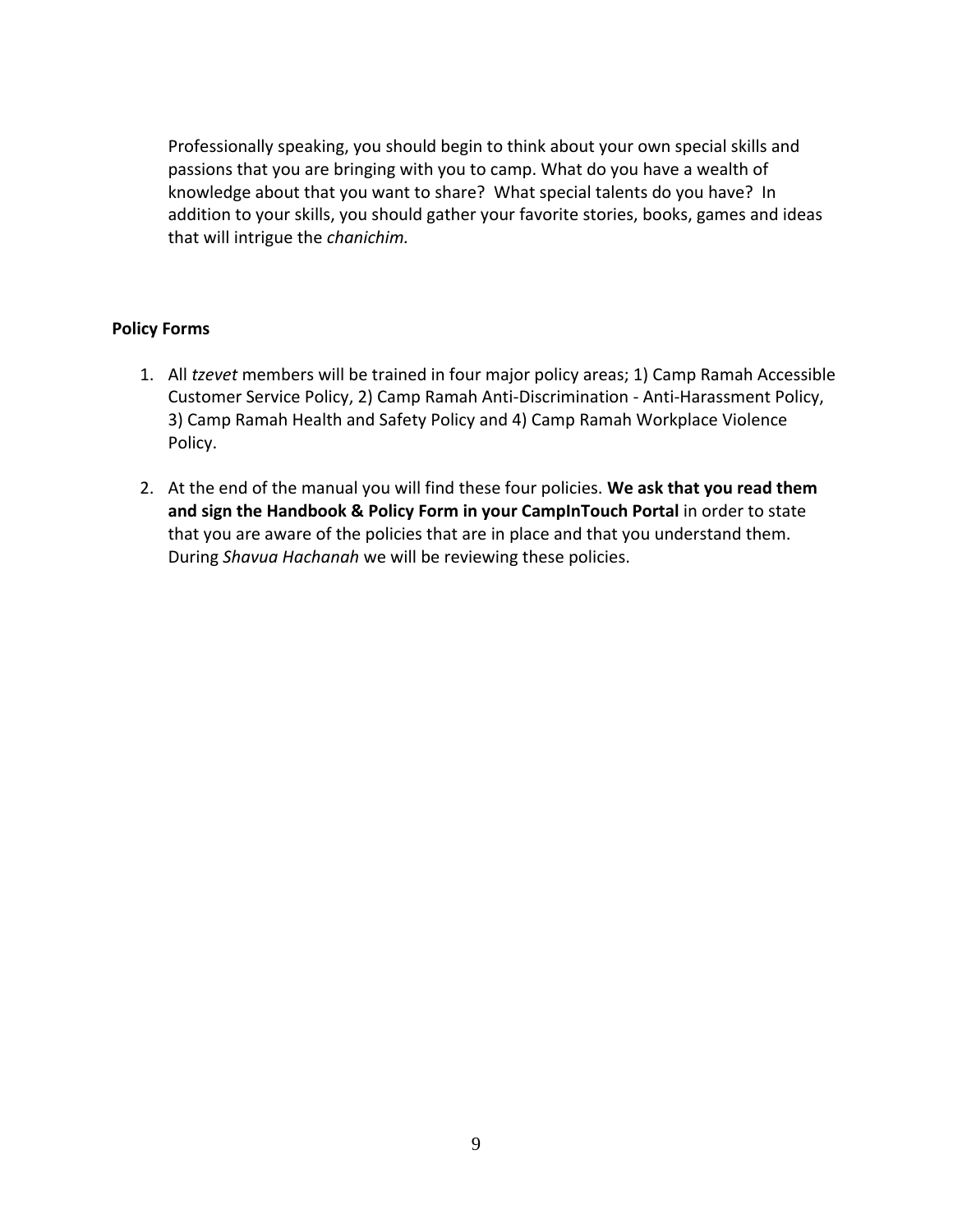Professionally speaking, you should begin to think about your own special skills and passions that you are bringing with you to camp. What do you have a wealth of knowledge about that you want to share? What special talents do you have? In addition to your skills, you should gather your favorite stories, books, games and ideas that will intrigue the *chanichim.*

**Policy Forms**

1. All *tzevet* members will be trained in four major policy areas; 1) Camp Ramah Accessible Customer Service Policy, 2) Camp Ramah Anti-Discrimination - Anti-Harassment Policy, 3) Camp Ramah Health and Safety Policy and 4) Camp Ramah Workplace Violence Policy.

2. At the end of the manual you will find these four policies. **We ask that you read them and sign the Handbook & Policy Form in your CampInTouch Portal** in order to state that you are aware of the policies that are in place and that you understand them. During *Shavua Hachanah* we will be reviewing these policies.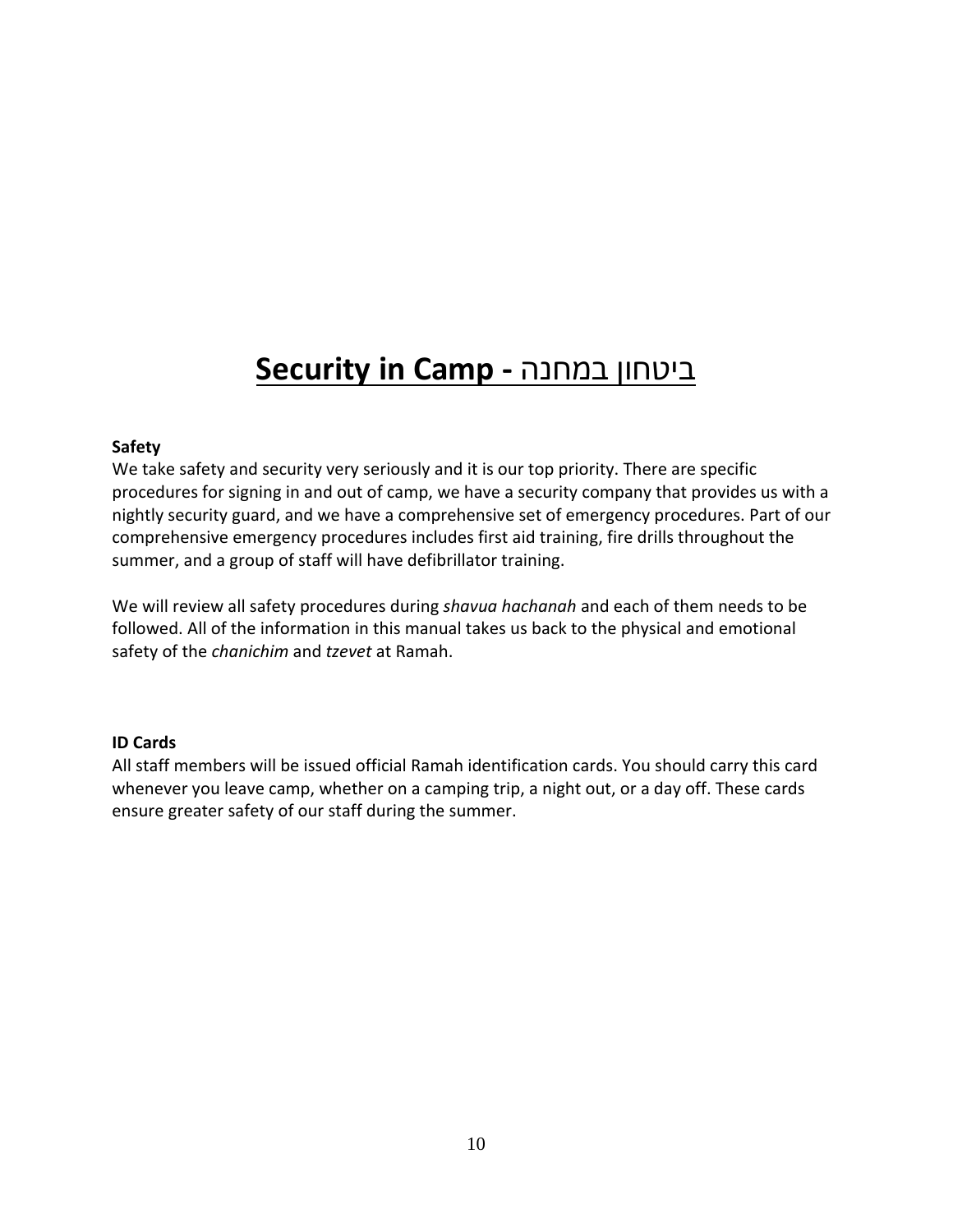# **Security in Camp - ביטחון במחנה**

**Safety**

We take safety and security very seriously and it is our top priority. There are specific procedures for signing in and out of camp, we have a security company that provides us with a nightly security guard, and we have a comprehensive set of emergency procedures. Part of our comprehensive emergency procedures includes first aid training, fire drills throughout the summer, and a group of staff will have defibrillator training.

We will review all safety procedures during *shavua hachanah* and each of them needs to be followed. All of the information in this manual takes us back to the physical and emotional safety of the *chanichim* and *tzevet* at Ramah.

**ID Cards**

All staff members will be issued official Ramah identification cards. You should carry this card whenever you leave camp, whether on a camping trip, a night out, or a day off. These cards ensure greater safety of our staff during the summer.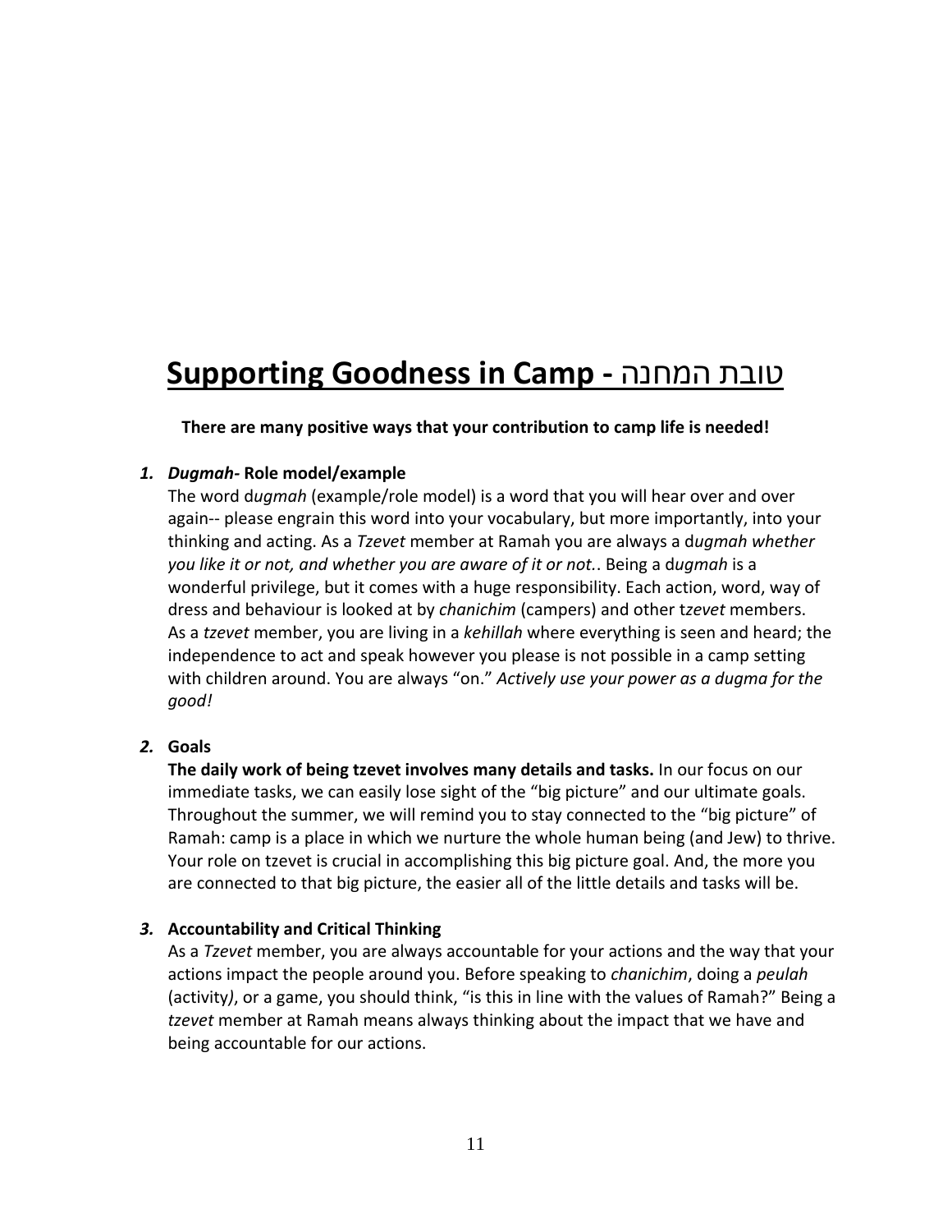# Supporting Goodness in Camp - טובת המחנה

**There are many positive ways that your contribution to camp life is needed!**

1. ***Dugmah*- Role model/example**

   The word d*ugmah* (example/role model) is a word that you will hear over and over again-- please engrain this word into your vocabulary, but more importantly, into your thinking and acting. As a *Tzevet* member at Ramah you are always a d*ugmah whether you like it or not, and whether you are aware of it or not.*. Being a d*ugmah* is a wonderful privilege, but it comes with a huge responsibility. Each action, word, way of dress and behaviour is looked at by *chanichim* (campers) and other t*zevet* members. As a *tzevet* member, you are living in a *kehillah* where everything is seen and heard; the independence to act and speak however you please is not possible in a camp setting with children around. You are always "on." *Actively use your power as a dugma for the good!*

2. **Goals**

   **The daily work of being tzevet involves many details and tasks.** In our focus on our immediate tasks, we can easily lose sight of the "big picture" and our ultimate goals. Throughout the summer, we will remind you to stay connected to the "big picture" of Ramah: camp is a place in which we nurture the whole human being (and Jew) to thrive. Your role on tzevet is crucial in accomplishing this big picture goal. And, the more you are connected to that big picture, the easier all of the little details and tasks will be.

3. **Accountability and Critical Thinking**

   As a *Tzevet* member, you are always accountable for your actions and the way that your actions impact the people around you. Before speaking to *chanichim*, doing a *peulah* (activity*)*, or a game, you should think, "is this in line with the values of Ramah?" Being a *tzevet* member at Ramah means always thinking about the impact that we have and being accountable for our actions.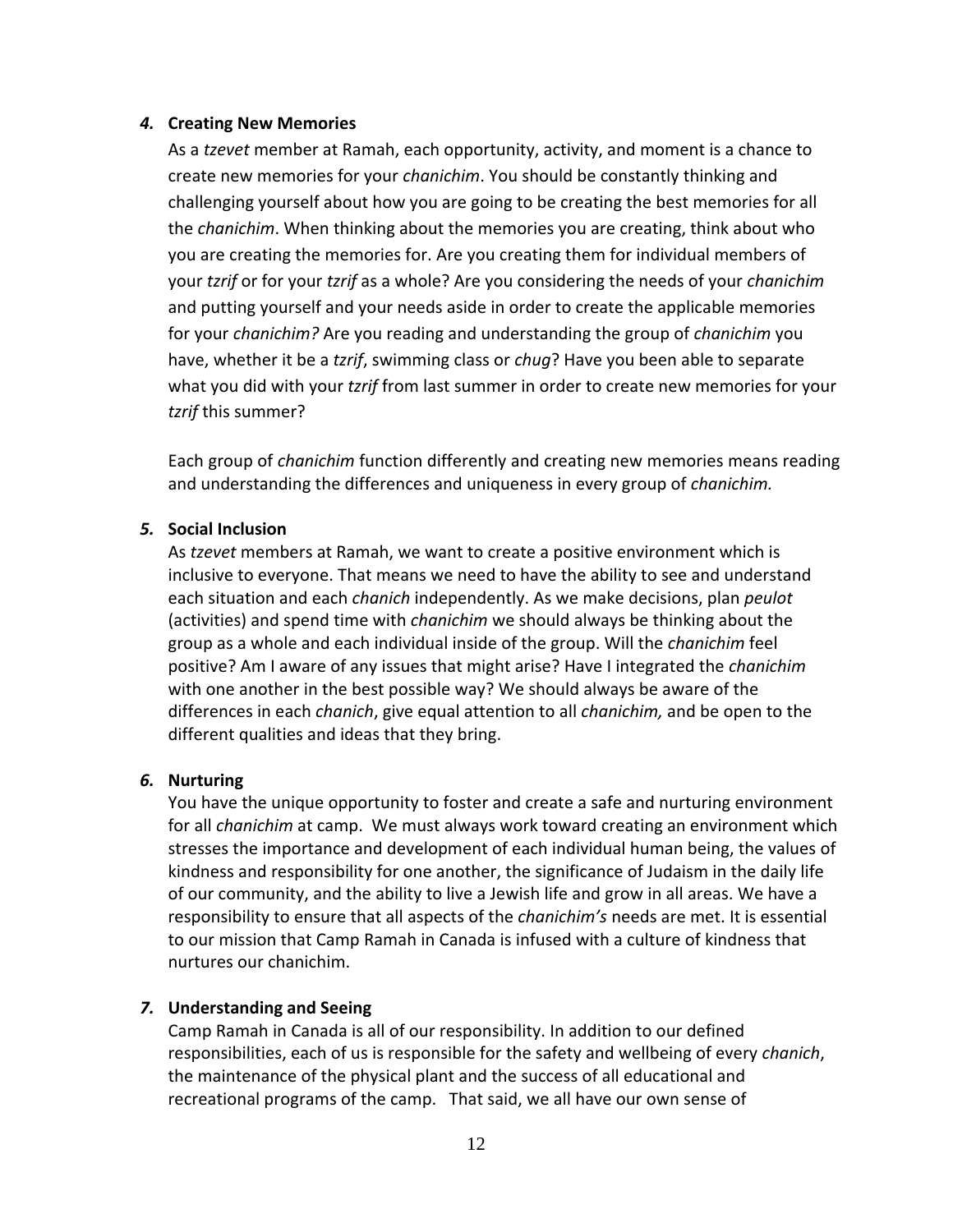***4.* Creating New Memories**

As a *tzevet* member at Ramah, each opportunity, activity, and moment is a chance to create new memories for your *chanichim*. You should be constantly thinking and challenging yourself about how you are going to be creating the best memories for all the *chanichim*. When thinking about the memories you are creating, think about who you are creating the memories for. Are you creating them for individual members of your *tzrif* or for your *tzrif* as a whole? Are you considering the needs of your *chanichim* and putting yourself and your needs aside in order to create the applicable memories for your *chanichim?* Are you reading and understanding the group of *chanichim* you have, whether it be a *tzrif*, swimming class or *chug*? Have you been able to separate what you did with your *tzrif* from last summer in order to create new memories for your *tzrif* this summer?

Each group of *chanichim* function differently and creating new memories means reading and understanding the differences and uniqueness in every group of *chanichim.*

***5.* Social Inclusion**

As *tzevet* members at Ramah, we want to create a positive environment which is inclusive to everyone. That means we need to have the ability to see and understand each situation and each *chanich* independently. As we make decisions, plan *peulot* (activities) and spend time with *chanichim* we should always be thinking about the group as a whole and each individual inside of the group. Will the *chanichim* feel positive? Am I aware of any issues that might arise? Have I integrated the *chanichim* with one another in the best possible way? We should always be aware of the differences in each *chanich*, give equal attention to all *chanichim,* and be open to the different qualities and ideas that they bring.

***6.* Nurturing**

You have the unique opportunity to foster and create a safe and nurturing environment for all *chanichim* at camp. We must always work toward creating an environment which stresses the importance and development of each individual human being, the values of kindness and responsibility for one another, the significance of Judaism in the daily life of our community, and the ability to live a Jewish life and grow in all areas. We have a responsibility to ensure that all aspects of the *chanichim's* needs are met. It is essential to our mission that Camp Ramah in Canada is infused with a culture of kindness that nurtures our chanichim.

***7.* Understanding and Seeing**

Camp Ramah in Canada is all of our responsibility. In addition to our defined responsibilities, each of us is responsible for the safety and wellbeing of every *chanich*, the maintenance of the physical plant and the success of all educational and recreational programs of the camp. That said, we all have our own sense of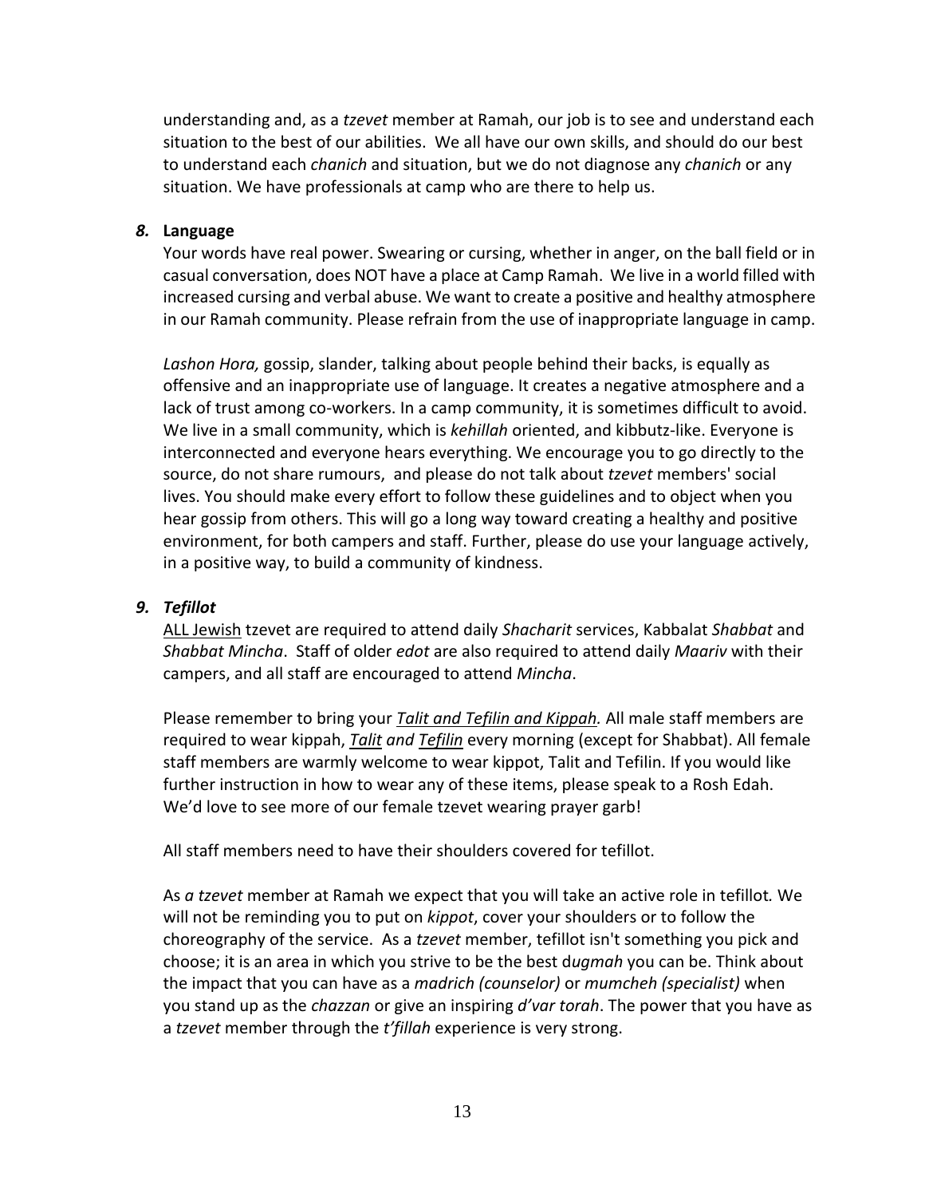understanding and, as a *tzevet* member at Ramah, our job is to see and understand each situation to the best of our abilities. We all have our own skills, and should do our best to understand each *chanich* and situation, but we do not diagnose any *chanich* or any situation. We have professionals at camp who are there to help us.

### *8.* **Language**

Your words have real power. Swearing or cursing, whether in anger, on the ball field or in casual conversation, does NOT have a place at Camp Ramah. We live in a world filled with increased cursing and verbal abuse. We want to create a positive and healthy atmosphere in our Ramah community. Please refrain from the use of inappropriate language in camp.

*Lashon Hora,* gossip, slander, talking about people behind their backs, is equally as offensive and an inappropriate use of language. It creates a negative atmosphere and a lack of trust among co-workers. In a camp community, it is sometimes difficult to avoid. We live in a small community, which is *kehillah* oriented, and kibbutz-like. Everyone is interconnected and everyone hears everything. We encourage you to go directly to the source, do not share rumours, and please do not talk about *tzevet* members' social lives. You should make every effort to follow these guidelines and to object when you hear gossip from others. This will go a long way toward creating a healthy and positive environment, for both campers and staff. Further, please do use your language actively, in a positive way, to build a community of kindness.

### *9. Tefillot*

<u>ALL Jewish</u> tzevet are required to attend daily *Shacharit* services, Kabbalat *Shabbat* and *Shabbat Mincha*. Staff of older *edot* are also required to attend daily *Maariv* with their campers, and all staff are encouraged to attend *Mincha*.

Please remember to bring your <u>*Talit and Tefilin and Kippah.*</u> All male staff members are required to wear kippah, <u>*Talit*</u> *and* <u>*Tefilin*</u> every morning (except for Shabbat). All female staff members are warmly welcome to wear kippot, Talit and Tefilin. If you would like further instruction in how to wear any of these items, please speak to a Rosh Edah. We'd love to see more of our female tzevet wearing prayer garb!

All staff members need to have their shoulders covered for tefillot.

As *a tzevet* member at Ramah we expect that you will take an active role in tefillot*.* We will not be reminding you to put on *kippot*, cover your shoulders or to follow the choreography of the service. As a *tzevet* member, tefillot isn't something you pick and choose; it is an area in which you strive to be the best d*ugmah* you can be. Think about the impact that you can have as a *madrich (counselor)* or *mumcheh (specialist)* when you stand up as the *chazzan* or give an inspiring *d'var torah*. The power that you have as a *tzevet* member through the *t'fillah* experience is very strong.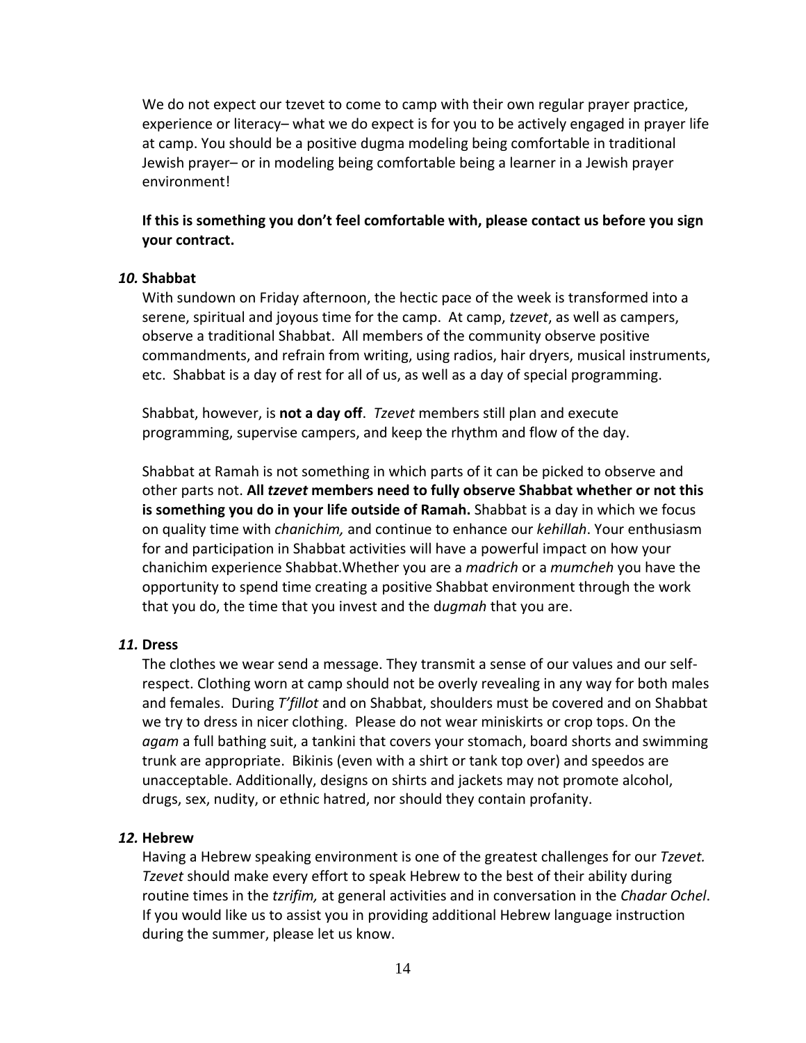We do not expect our tzevet to come to camp with their own regular prayer practice, experience or literacy– what we do expect is for you to be actively engaged in prayer life at camp. You should be a positive dugma modeling being comfortable in traditional Jewish prayer– or in modeling being comfortable being a learner in a Jewish prayer environment!

**If this is something you don't feel comfortable with, please contact us before you sign your contract.**

***10.*** **Shabbat**

With sundown on Friday afternoon, the hectic pace of the week is transformed into a serene, spiritual and joyous time for the camp. At camp, *tzevet*, as well as campers, observe a traditional Shabbat. All members of the community observe positive commandments, and refrain from writing, using radios, hair dryers, musical instruments, etc. Shabbat is a day of rest for all of us, as well as a day of special programming.

Shabbat, however, is **not a day off**. *Tzevet* members still plan and execute programming, supervise campers, and keep the rhythm and flow of the day.

Shabbat at Ramah is not something in which parts of it can be picked to observe and other parts not. **All *tzevet* members need to fully observe Shabbat whether or not this is something you do in your life outside of Ramah.** Shabbat is a day in which we focus on quality time with *chanichim,* and continue to enhance our *kehillah*. Your enthusiasm for and participation in Shabbat activities will have a powerful impact on how your chanichim experience Shabbat.Whether you are a *madrich* or a *mumcheh* you have the opportunity to spend time creating a positive Shabbat environment through the work that you do, the time that you invest and the d*ugmah* that you are.

***11.*** **Dress**

The clothes we wear send a message. They transmit a sense of our values and our self-respect. Clothing worn at camp should not be overly revealing in any way for both males and females. During *T'fillot* and on Shabbat, shoulders must be covered and on Shabbat we try to dress in nicer clothing. Please do not wear miniskirts or crop tops. On the *agam* a full bathing suit, a tankini that covers your stomach, board shorts and swimming trunk are appropriate. Bikinis (even with a shirt or tank top over) and speedos are unacceptable. Additionally, designs on shirts and jackets may not promote alcohol, drugs, sex, nudity, or ethnic hatred, nor should they contain profanity.

***12.*** **Hebrew**

Having a Hebrew speaking environment is one of the greatest challenges for our *Tzevet. Tzevet* should make every effort to speak Hebrew to the best of their ability during routine times in the *tzrifim,* at general activities and in conversation in the *Chadar Ochel*. If you would like us to assist you in providing additional Hebrew language instruction during the summer, please let us know.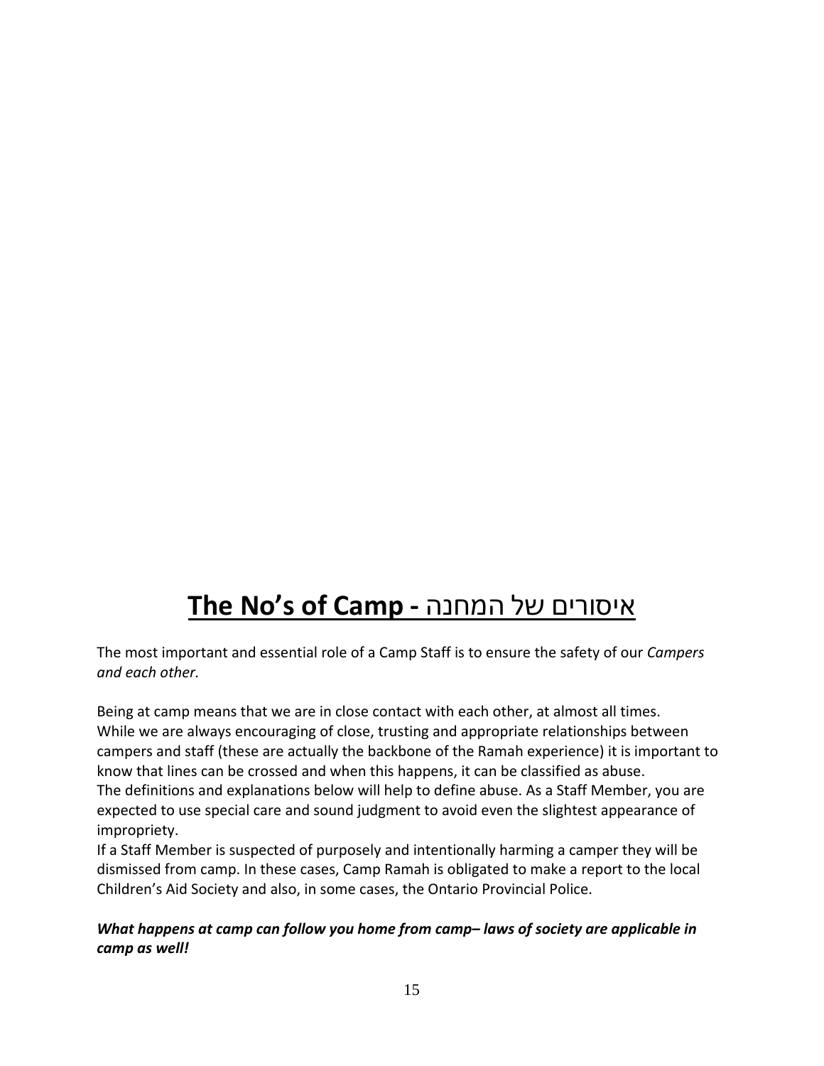# **The No's of Camp - איסורים של המחנה**

The most important and essential role of a Camp Staff is to ensure the safety of our *Campers and each other.*

Being at camp means that we are in close contact with each other, at almost all times. While we are always encouraging of close, trusting and appropriate relationships between campers and staff (these are actually the backbone of the Ramah experience) it is important to know that lines can be crossed and when this happens, it can be classified as abuse. The definitions and explanations below will help to define abuse. As a Staff Member, you are expected to use special care and sound judgment to avoid even the slightest appearance of impropriety.

If a Staff Member is suspected of purposely and intentionally harming a camper they will be dismissed from camp. In these cases, Camp Ramah is obligated to make a report to the local Children's Aid Society and also, in some cases, the Ontario Provincial Police.

***What happens at camp can follow you home from camp– laws of society are applicable in camp as well!***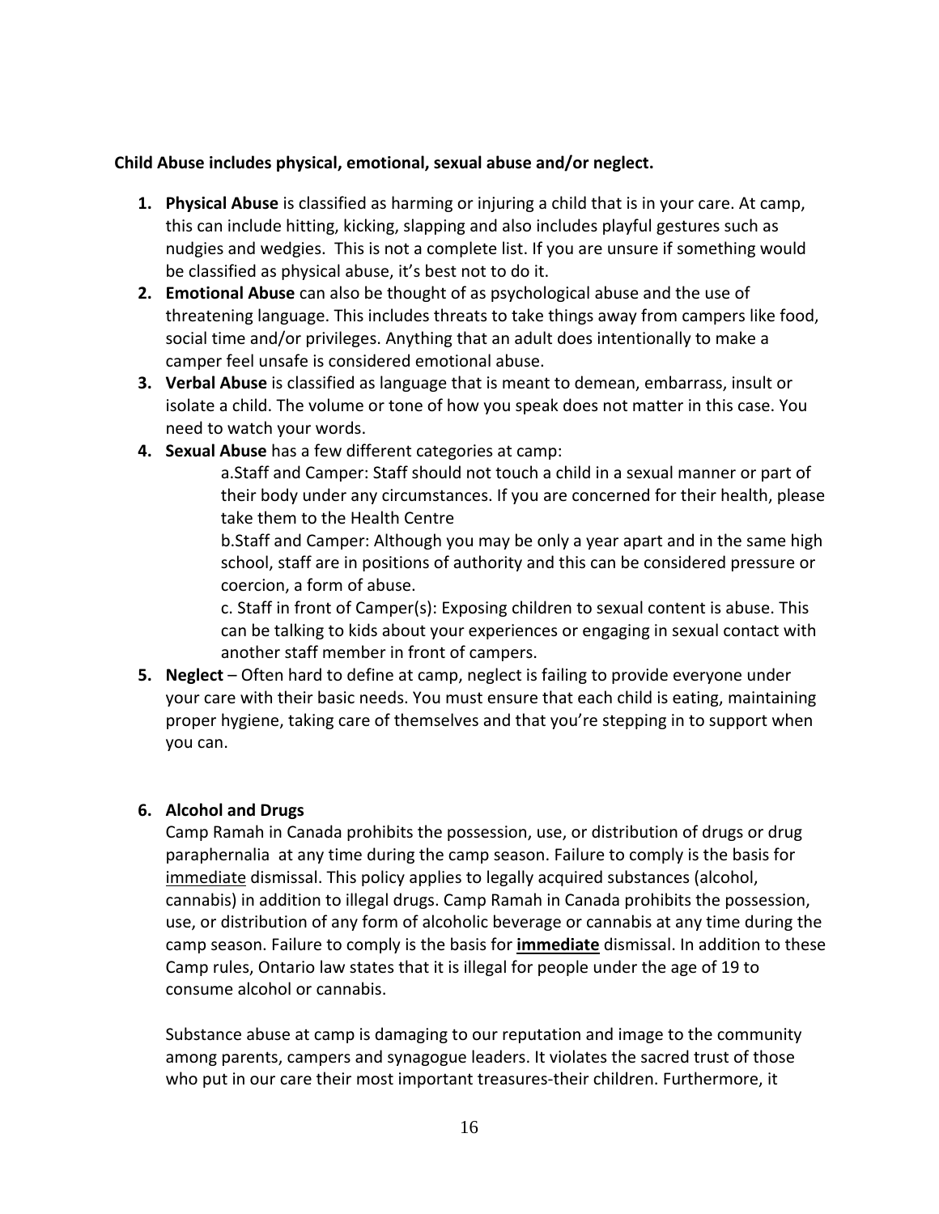**Child Abuse includes physical, emotional, sexual abuse and/or neglect.**

1. **Physical Abuse** is classified as harming or injuring a child that is in your care. At camp, this can include hitting, kicking, slapping and also includes playful gestures such as nudgies and wedgies. This is not a complete list. If you are unsure if something would be classified as physical abuse, it's best not to do it.
2. **Emotional Abuse** can also be thought of as psychological abuse and the use of threatening language. This includes threats to take things away from campers like food, social time and/or privileges. Anything that an adult does intentionally to make a camper feel unsafe is considered emotional abuse.
3. **Verbal Abuse** is classified as language that is meant to demean, embarrass, insult or isolate a child. The volume or tone of how you speak does not matter in this case. You need to watch your words.
4. **Sexual Abuse** has a few different categories at camp:
   - a. Staff and Camper: Staff should not touch a child in a sexual manner or part of their body under any circumstances. If you are concerned for their health, please take them to the Health Centre
   - b. Staff and Camper: Although you may be only a year apart and in the same high school, staff are in positions of authority and this can be considered pressure or coercion, a form of abuse.
   - c. Staff in front of Camper(s): Exposing children to sexual content is abuse. This can be talking to kids about your experiences or engaging in sexual contact with another staff member in front of campers.
5. **Neglect** – Often hard to define at camp, neglect is failing to provide everyone under your care with their basic needs. You must ensure that each child is eating, maintaining proper hygiene, taking care of themselves and that you're stepping in to support when you can.

6. **Alcohol and Drugs**

   Camp Ramah in Canada prohibits the possession, use, or distribution of drugs or drug paraphernalia at any time during the camp season. Failure to comply is the basis for immediate dismissal. This policy applies to legally acquired substances (alcohol, cannabis) in addition to illegal drugs. Camp Ramah in Canada prohibits the possession, use, or distribution of any form of alcoholic beverage or cannabis at any time during the camp season. Failure to comply is the basis for **immediate** dismissal. In addition to these Camp rules, Ontario law states that it is illegal for people under the age of 19 to consume alcohol or cannabis.

   Substance abuse at camp is damaging to our reputation and image to the community among parents, campers and synagogue leaders. It violates the sacred trust of those who put in our care their most important treasures-their children. Furthermore, it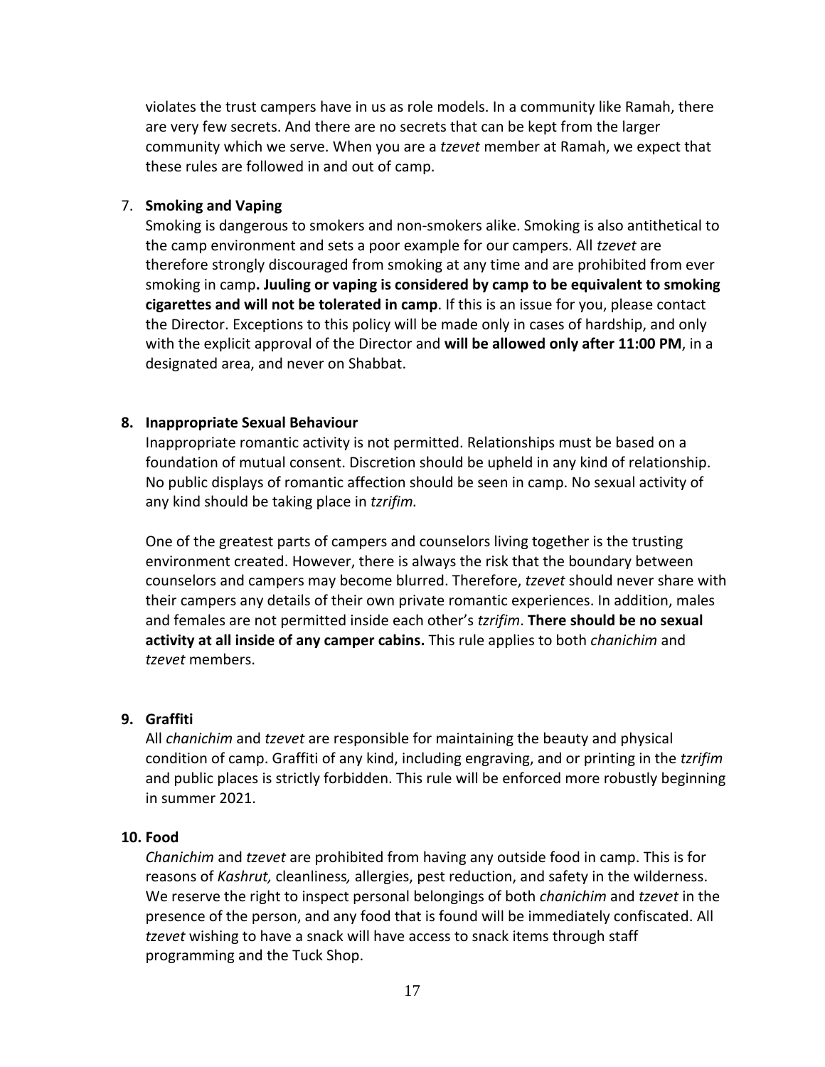violates the trust campers have in us as role models. In a community like Ramah, there are very few secrets. And there are no secrets that can be kept from the larger community which we serve. When you are a *tzevet* member at Ramah, we expect that these rules are followed in and out of camp.

7. **Smoking and Vaping**

   Smoking is dangerous to smokers and non-smokers alike. Smoking is also antithetical to the camp environment and sets a poor example for our campers. All *tzevet* are therefore strongly discouraged from smoking at any time and are prohibited from ever smoking in camp**. Juuling or vaping is considered by camp to be equivalent to smoking cigarettes and will not be tolerated in camp**. If this is an issue for you, please contact the Director. Exceptions to this policy will be made only in cases of hardship, and only with the explicit approval of the Director and **will be allowed only after 11:00 PM**, in a designated area, and never on Shabbat.

8. **Inappropriate Sexual Behaviour**

   Inappropriate romantic activity is not permitted. Relationships must be based on a foundation of mutual consent. Discretion should be upheld in any kind of relationship. No public displays of romantic affection should be seen in camp. No sexual activity of any kind should be taking place in *tzrifim.*

   One of the greatest parts of campers and counselors living together is the trusting environment created. However, there is always the risk that the boundary between counselors and campers may become blurred. Therefore, *tzevet* should never share with their campers any details of their own private romantic experiences. In addition, males and females are not permitted inside each other's *tzrifim*. **There should be no sexual activity at all inside of any camper cabins.** This rule applies to both *chanichim* and *tzevet* members.

9. **Graffiti**

   All *chanichim* and *tzevet* are responsible for maintaining the beauty and physical condition of camp. Graffiti of any kind, including engraving, and or printing in the *tzrifim* and public places is strictly forbidden. This rule will be enforced more robustly beginning in summer 2021.

10. **Food**

    *Chanichim* and *tzevet* are prohibited from having any outside food in camp. This is for reasons of *Kashrut,* cleanliness*,* allergies, pest reduction, and safety in the wilderness. We reserve the right to inspect personal belongings of both *chanichim* and *tzevet* in the presence of the person, and any food that is found will be immediately confiscated. All *tzevet* wishing to have a snack will have access to snack items through staff programming and the Tuck Shop.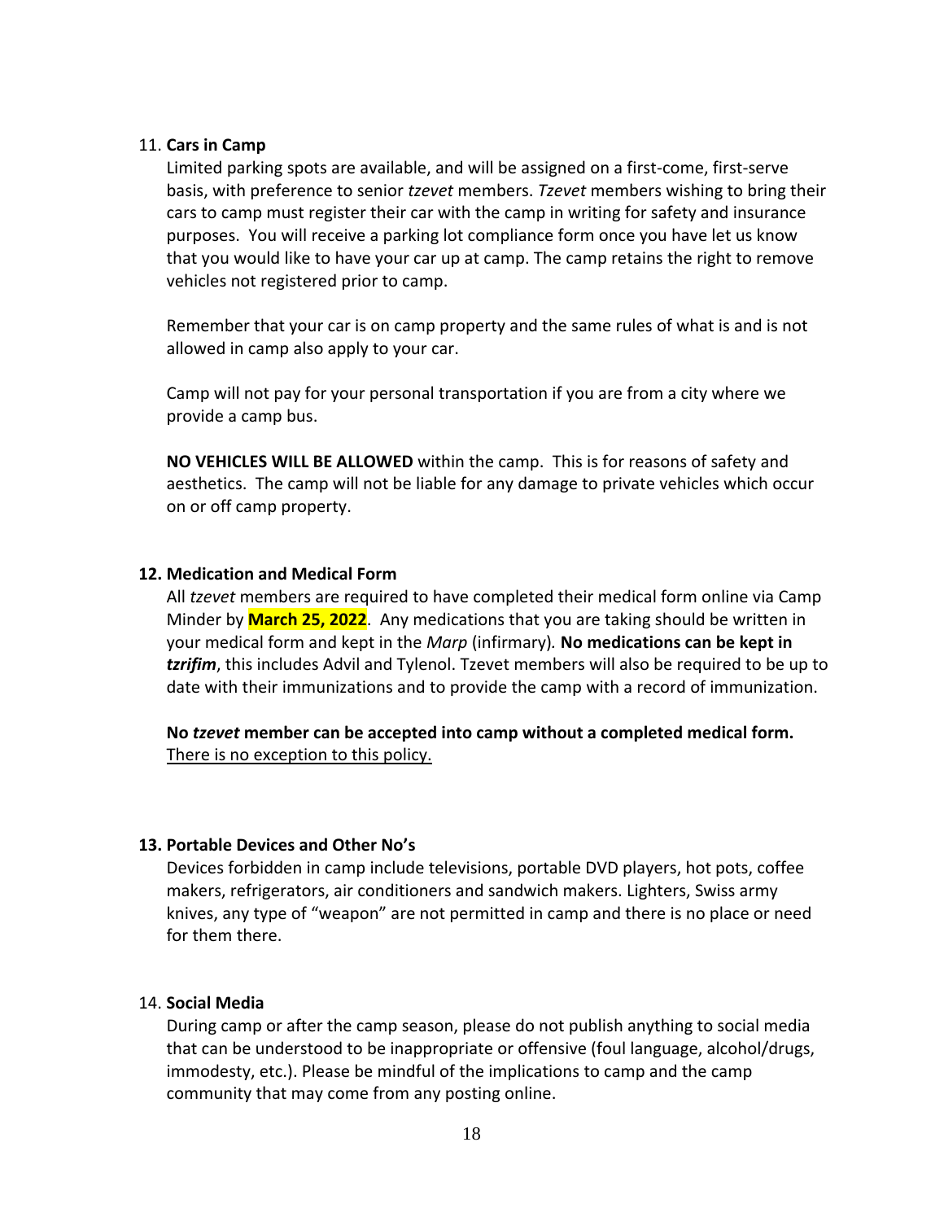11. **Cars in Camp**

Limited parking spots are available, and will be assigned on a first-come, first-serve basis, with preference to senior *tzevet* members. *Tzevet* members wishing to bring their cars to camp must register their car with the camp in writing for safety and insurance purposes. You will receive a parking lot compliance form once you have let us know that you would like to have your car up at camp. The camp retains the right to remove vehicles not registered prior to camp.

Remember that your car is on camp property and the same rules of what is and is not allowed in camp also apply to your car.

Camp will not pay for your personal transportation if you are from a city where we provide a camp bus.

**NO VEHICLES WILL BE ALLOWED** within the camp. This is for reasons of safety and aesthetics. The camp will not be liable for any damage to private vehicles which occur on or off camp property.

**12. Medication and Medical Form**

All *tzevet* members are required to have completed their medical form online via Camp Minder by **March 25, 2022**. Any medications that you are taking should be written in your medical form and kept in the *Marp* (infirmary)*.* **No medications can be kept in *tzrifim***, this includes Advil and Tylenol. Tzevet members will also be required to be up to date with their immunizations and to provide the camp with a record of immunization.

**No *tzevet* member can be accepted into camp without a completed medical form.** <u>There is no exception to this policy.</u>

**13. Portable Devices and Other No's**

Devices forbidden in camp include televisions, portable DVD players, hot pots, coffee makers, refrigerators, air conditioners and sandwich makers. Lighters, Swiss army knives, any type of "weapon" are not permitted in camp and there is no place or need for them there.

14. **Social Media**

During camp or after the camp season, please do not publish anything to social media that can be understood to be inappropriate or offensive (foul language, alcohol/drugs, immodesty, etc.). Please be mindful of the implications to camp and the camp community that may come from any posting online.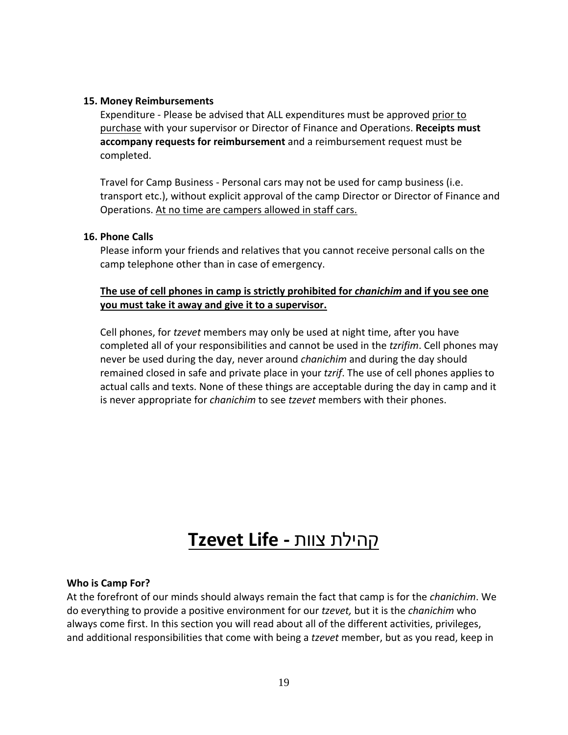**15. Money Reimbursements**

Expenditure - Please be advised that ALL expenditures must be approved <u>prior to purchase</u> with your supervisor or Director of Finance and Operations. **Receipts must accompany requests for reimbursement** and a reimbursement request must be completed.

Travel for Camp Business - Personal cars may not be used for camp business (i.e. transport etc.), without explicit approval of the camp Director or Director of Finance and Operations. <u>At no time are campers allowed in staff cars.</u>

**16. Phone Calls**

Please inform your friends and relatives that you cannot receive personal calls on the camp telephone other than in case of emergency.

<u>**The use of cell phones in camp is strictly prohibited for *chanichim* and if you see one you must take it away and give it to a supervisor.**</u>

Cell phones, for *tzevet* members may only be used at night time, after you have completed all of your responsibilities and cannot be used in the *tzrifim*. Cell phones may never be used during the day, never around *chanichim* and during the day should remained closed in safe and private place in your *tzrif*. The use of cell phones applies to actual calls and texts. None of these things are acceptable during the day in camp and it is never appropriate for *chanichim* to see *tzevet* members with their phones.

# <u>**Tzevet Life -** קהילת צוות</u>

**Who is Camp For?**

At the forefront of our minds should always remain the fact that camp is for the *chanichim*. We do everything to provide a positive environment for our *tzevet,* but it is the *chanichim* who always come first. In this section you will read about all of the different activities, privileges, and additional responsibilities that come with being a *tzevet* member, but as you read, keep in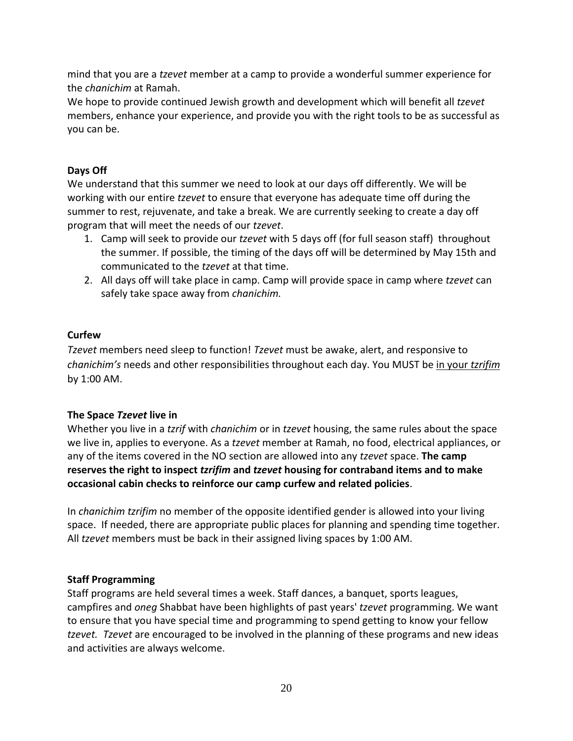mind that you are a *tzevet* member at a camp to provide a wonderful summer experience for the *chanichim* at Ramah.
We hope to provide continued Jewish growth and development which will benefit all *tzevet* members, enhance your experience, and provide you with the right tools to be as successful as you can be.

**Days Off**
We understand that this summer we need to look at our days off differently. We will be working with our entire *tzevet* to ensure that everyone has adequate time off during the summer to rest, rejuvenate, and take a break. We are currently seeking to create a day off program that will meet the needs of our *tzevet*.

1. Camp will seek to provide our *tzevet* with 5 days off (for full season staff) throughout the summer. If possible, the timing of the days off will be determined by May 15th and communicated to the *tzevet* at that time.
2. All days off will take place in camp. Camp will provide space in camp where *tzevet* can safely take space away from *chanichim.*

**Curfew**
*Tzevet* members need sleep to function! *Tzevet* must be awake, alert, and responsive to *chanichim's* needs and other responsibilities throughout each day. You MUST be <u>in your *tzrifim*</u> by 1:00 AM.

**The Space *Tzevet* live in**
Whether you live in a *tzrif* with *chanichim* or in *tzevet* housing, the same rules about the space we live in, applies to everyone. As a *tzevet* member at Ramah, no food, electrical appliances, or any of the items covered in the NO section are allowed into any *tzevet* space. **The camp reserves the right to inspect *tzrifim* and *tzevet* housing for contraband items and to make occasional cabin checks to reinforce our camp curfew and related policies**.

In *chanichim tzrifim* no member of the opposite identified gender is allowed into your living space. If needed, there are appropriate public places for planning and spending time together. All *tzevet* members must be back in their assigned living spaces by 1:00 AM.

**Staff Programming**
Staff programs are held several times a week. Staff dances, a banquet, sports leagues, campfires and *oneg* Shabbat have been highlights of past years' *tzevet* programming. We want to ensure that you have special time and programming to spend getting to know your fellow *tzevet. Tzevet* are encouraged to be involved in the planning of these programs and new ideas and activities are always welcome.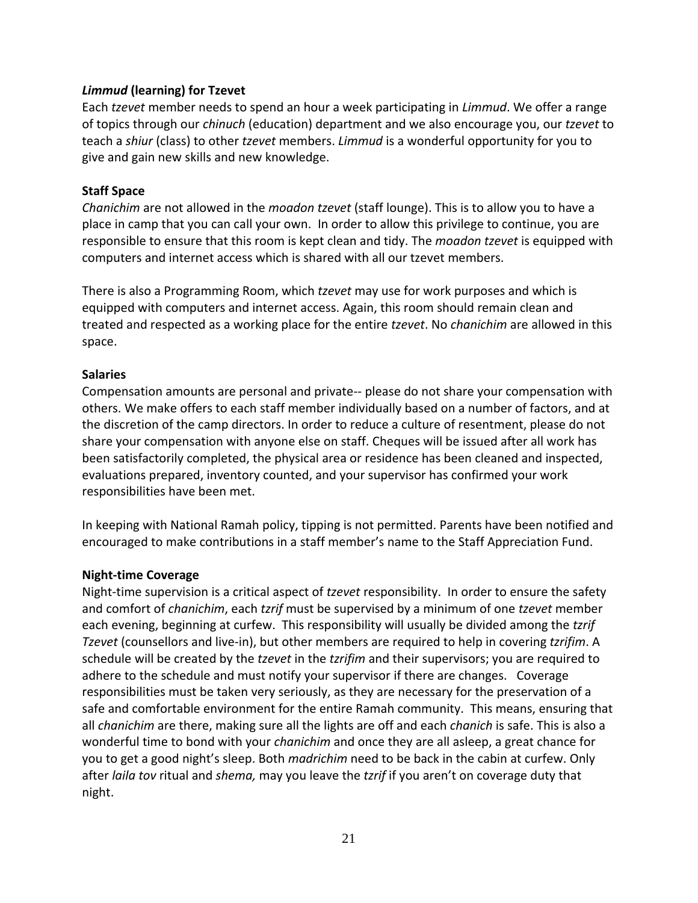### *Limmud* (learning) for Tzevet

Each *tzevet* member needs to spend an hour a week participating in *Limmud*. We offer a range of topics through our *chinuch* (education) department and we also encourage you, our *tzevet* to teach a *shiur* (class) to other *tzevet* members. *Limmud* is a wonderful opportunity for you to give and gain new skills and new knowledge.

### Staff Space

*Chanichim* are not allowed in the *moadon tzevet* (staff lounge). This is to allow you to have a place in camp that you can call your own. In order to allow this privilege to continue, you are responsible to ensure that this room is kept clean and tidy. The *moadon tzevet* is equipped with computers and internet access which is shared with all our tzevet members.

There is also a Programming Room, which *tzevet* may use for work purposes and which is equipped with computers and internet access. Again, this room should remain clean and treated and respected as a working place for the entire *tzevet*. No *chanichim* are allowed in this space.

### Salaries

Compensation amounts are personal and private-- please do not share your compensation with others. We make offers to each staff member individually based on a number of factors, and at the discretion of the camp directors. In order to reduce a culture of resentment, please do not share your compensation with anyone else on staff. Cheques will be issued after all work has been satisfactorily completed, the physical area or residence has been cleaned and inspected, evaluations prepared, inventory counted, and your supervisor has confirmed your work responsibilities have been met.

In keeping with National Ramah policy, tipping is not permitted. Parents have been notified and encouraged to make contributions in a staff member's name to the Staff Appreciation Fund.

### Night-time Coverage

Night-time supervision is a critical aspect of *tzevet* responsibility. In order to ensure the safety and comfort of *chanichim*, each *tzrif* must be supervised by a minimum of one *tzevet* member each evening, beginning at curfew. This responsibility will usually be divided among the *tzrif Tzevet* (counsellors and live-in), but other members are required to help in covering *tzrifim*. A schedule will be created by the *tzevet* in the *tzrifim* and their supervisors; you are required to adhere to the schedule and must notify your supervisor if there are changes. Coverage responsibilities must be taken very seriously, as they are necessary for the preservation of a safe and comfortable environment for the entire Ramah community. This means, ensuring that all *chanichim* are there, making sure all the lights are off and each *chanich* is safe. This is also a wonderful time to bond with your *chanichim* and once they are all asleep, a great chance for you to get a good night's sleep. Both *madrichim* need to be back in the cabin at curfew. Only after *laila tov* ritual and *shema,* may you leave the *tzrif* if you aren't on coverage duty that night.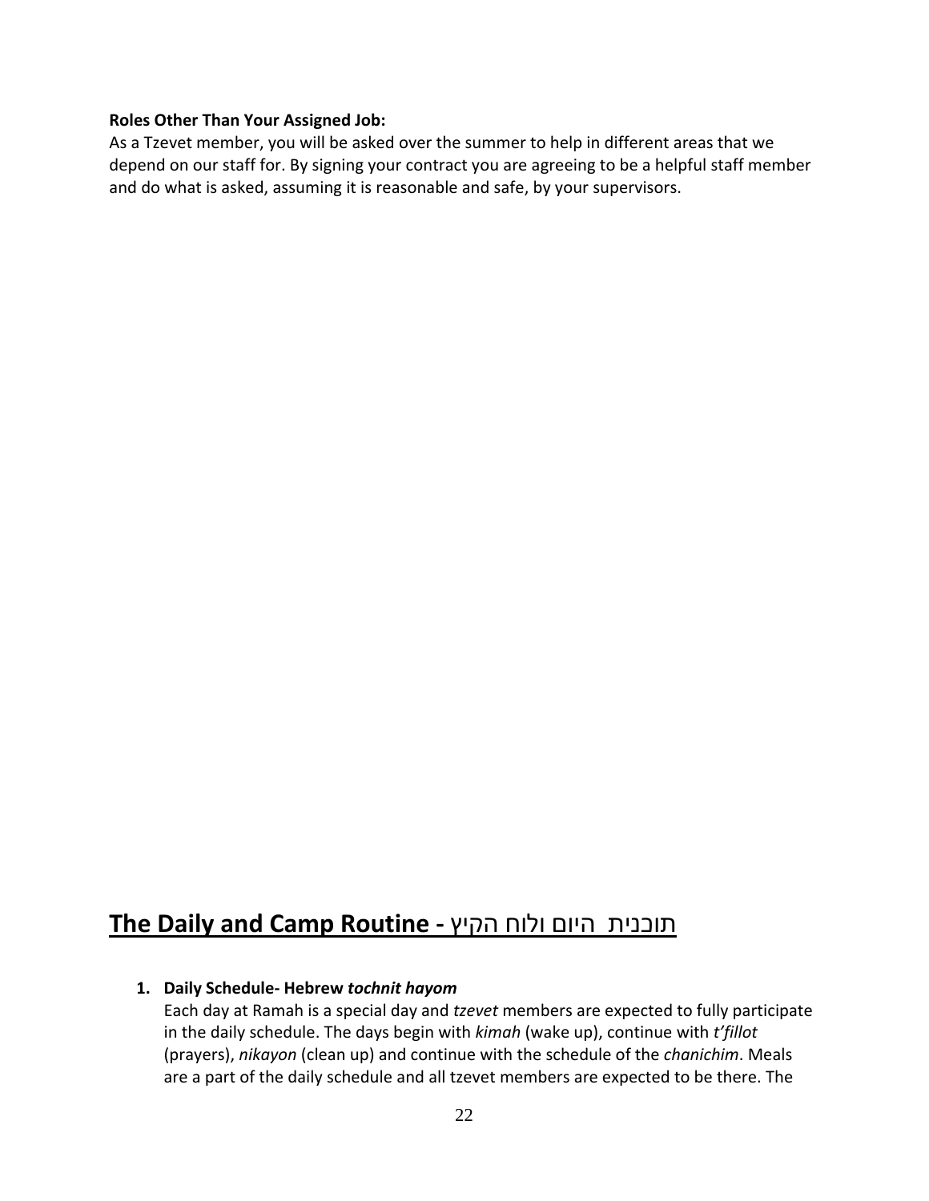**Roles Other Than Your Assigned Job:**

As a Tzevet member, you will be asked over the summer to help in different areas that we depend on our staff for. By signing your contract you are agreeing to be a helpful staff member and do what is asked, assuming it is reasonable and safe, by your supervisors.

## The Daily and Camp Routine - תוכנית היום ולוח הקיץ

1. **Daily Schedule- Hebrew *tochnit hayom***

   Each day at Ramah is a special day and *tzevet* members are expected to fully participate in the daily schedule. The days begin with *kimah* (wake up), continue with *t'fillot* (prayers), *nikayon* (clean up) and continue with the schedule of the *chanichim*. Meals are a part of the daily schedule and all tzevet members are expected to be there. The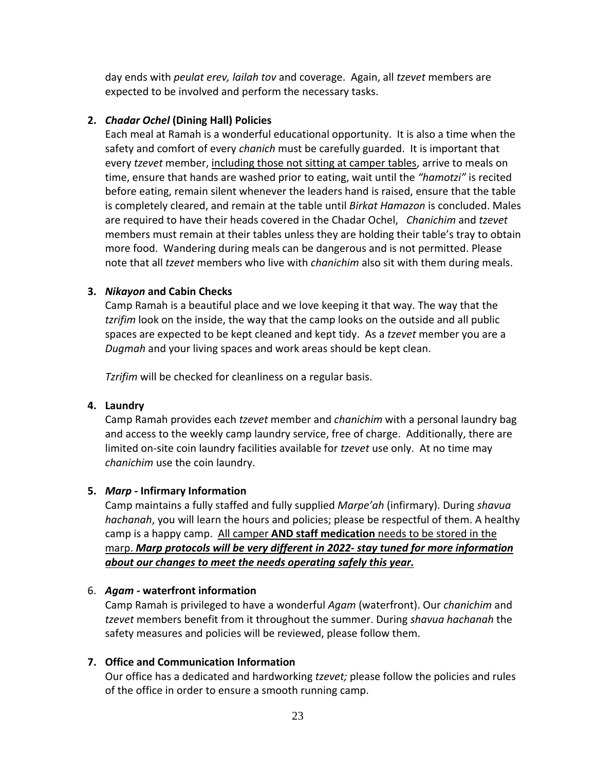day ends with *peulat erev, lailah tov* and coverage. Again, all *tzevet* members are expected to be involved and perform the necessary tasks.

**2. *Chadar Ochel* (Dining Hall) Policies**

Each meal at Ramah is a wonderful educational opportunity. It is also a time when the safety and comfort of every *chanich* must be carefully guarded. It is important that every *tzevet* member, <u>including those not sitting at camper tables</u>, arrive to meals on time, ensure that hands are washed prior to eating, wait until the *"hamotzi"* is recited before eating, remain silent whenever the leaders hand is raised, ensure that the table is completely cleared, and remain at the table until *Birkat Hamazon* is concluded. Males are required to have their heads covered in the Chadar Ochel, *Chanichim* and *tzevet* members must remain at their tables unless they are holding their table's tray to obtain more food. Wandering during meals can be dangerous and is not permitted. Please note that all *tzevet* members who live with *chanichim* also sit with them during meals.

**3. *Nikayon* and Cabin Checks**

Camp Ramah is a beautiful place and we love keeping it that way. The way that the *tzrifim* look on the inside, the way that the camp looks on the outside and all public spaces are expected to be kept cleaned and kept tidy. As a *tzevet* member you are a *Dugmah* and your living spaces and work areas should be kept clean.

*Tzrifim* will be checked for cleanliness on a regular basis.

**4. Laundry**

Camp Ramah provides each *tzevet* member and *chanichim* with a personal laundry bag and access to the weekly camp laundry service, free of charge. Additionally, there are limited on-site coin laundry facilities available for *tzevet* use only. At no time may *chanichim* use the coin laundry.

**5. *Marp* - Infirmary Information**

Camp maintains a fully staffed and fully supplied *Marpe'ah* (infirmary). During *shavua hachanah*, you will learn the hours and policies; please be respectful of them. A healthy camp is a happy camp. <u>All camper **AND staff medication** needs to be stored in the marp.</u> <u>***Marp protocols will be very different in 2022- stay tuned for more information about our changes to meet the needs operating safely this year.***</u>

6. ***Agam* - waterfront information**

Camp Ramah is privileged to have a wonderful *Agam* (waterfront). Our *chanichim* and *tzevet* members benefit from it throughout the summer. During *shavua hachanah* the safety measures and policies will be reviewed, please follow them.

**7. Office and Communication Information**

Our office has a dedicated and hardworking *tzevet;* please follow the policies and rules of the office in order to ensure a smooth running camp.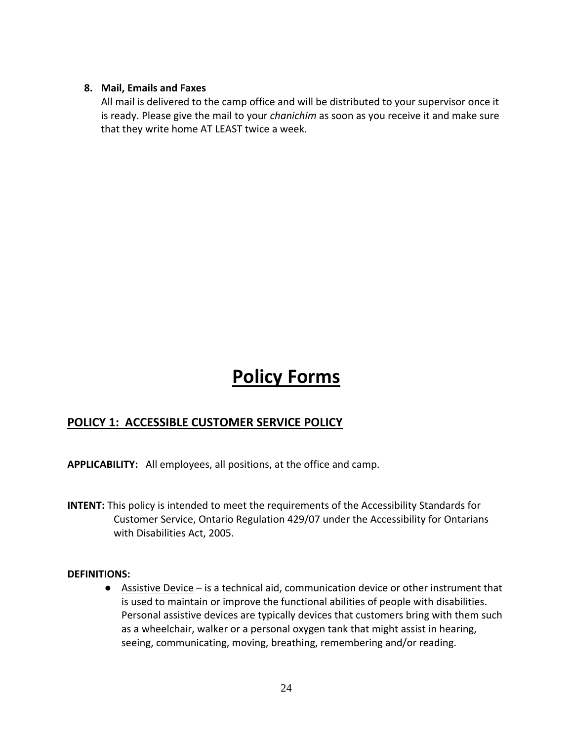8. **Mail, Emails and Faxes**
   All mail is delivered to the camp office and will be distributed to your supervisor once it is ready. Please give the mail to your *chanichim* as soon as you receive it and make sure that they write home AT LEAST twice a week.

# Policy Forms

## POLICY 1: ACCESSIBLE CUSTOMER SERVICE POLICY

**APPLICABILITY:** All employees, all positions, at the office and camp.

**INTENT:** This policy is intended to meet the requirements of the Accessibility Standards for Customer Service, Ontario Regulation 429/07 under the Accessibility for Ontarians with Disabilities Act, 2005.

**DEFINITIONS:**

- Assistive Device – is a technical aid, communication device or other instrument that is used to maintain or improve the functional abilities of people with disabilities. Personal assistive devices are typically devices that customers bring with them such as a wheelchair, walker or a personal oxygen tank that might assist in hearing, seeing, communicating, moving, breathing, remembering and/or reading.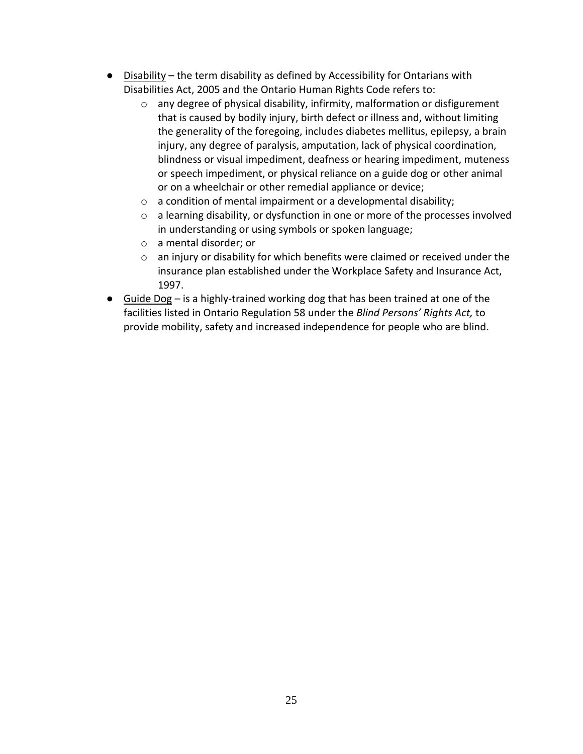- <u>Disability</u> – the term disability as defined by Accessibility for Ontarians with Disabilities Act, 2005 and the Ontario Human Rights Code refers to:
    - any degree of physical disability, infirmity, malformation or disfigurement that is caused by bodily injury, birth defect or illness and, without limiting the generality of the foregoing, includes diabetes mellitus, epilepsy, a brain injury, any degree of paralysis, amputation, lack of physical coordination, blindness or visual impediment, deafness or hearing impediment, muteness or speech impediment, or physical reliance on a guide dog or other animal or on a wheelchair or other remedial appliance or device;
    - a condition of mental impairment or a developmental disability;
    - a learning disability, or dysfunction in one or more of the processes involved in understanding or using symbols or spoken language;
    - a mental disorder; or
    - an injury or disability for which benefits were claimed or received under the insurance plan established under the Workplace Safety and Insurance Act, 1997.
- <u>Guide Dog</u> – is a highly-trained working dog that has been trained at one of the facilities listed in Ontario Regulation 58 under the *Blind Persons' Rights Act,* to provide mobility, safety and increased independence for people who are blind.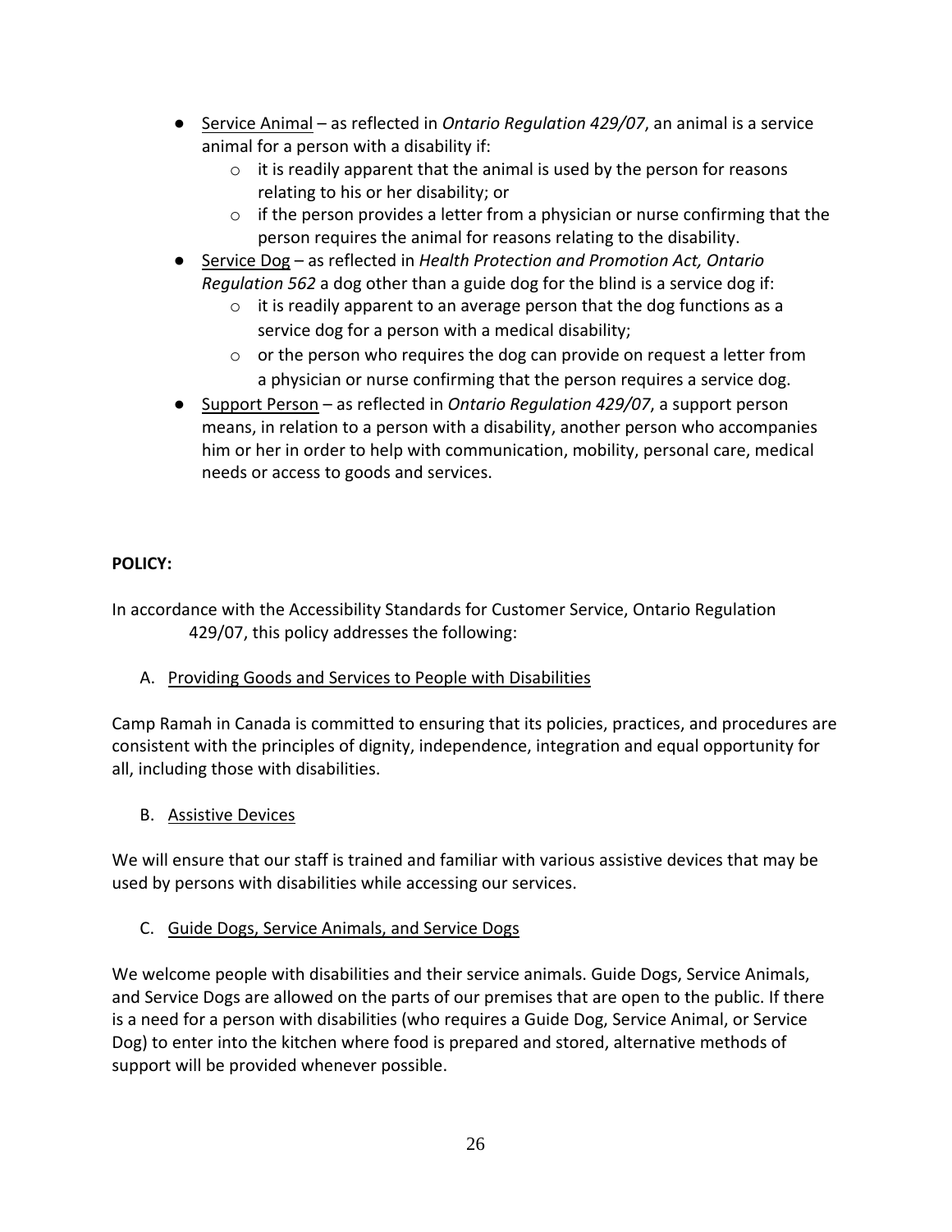- <u>Service Animal</u> – as reflected in *Ontario Regulation 429/07*, an animal is a service animal for a person with a disability if:
  - it is readily apparent that the animal is used by the person for reasons relating to his or her disability; or
  - if the person provides a letter from a physician or nurse confirming that the person requires the animal for reasons relating to the disability.
- <u>Service Dog</u> – as reflected in *Health Protection and Promotion Act, Ontario Regulation 562* a dog other than a guide dog for the blind is a service dog if:
  - it is readily apparent to an average person that the dog functions as a service dog for a person with a medical disability;
  - or the person who requires the dog can provide on request a letter from a physician or nurse confirming that the person requires a service dog.
- <u>Support Person</u> – as reflected in *Ontario Regulation 429/07*, a support person means, in relation to a person with a disability, another person who accompanies him or her in order to help with communication, mobility, personal care, medical needs or access to goods and services.

**POLICY:**

In accordance with the Accessibility Standards for Customer Service, Ontario Regulation 429/07, this policy addresses the following:

A. <u>Providing Goods and Services to People with Disabilities</u>

Camp Ramah in Canada is committed to ensuring that its policies, practices, and procedures are consistent with the principles of dignity, independence, integration and equal opportunity for all, including those with disabilities.

B. <u>Assistive Devices</u>

We will ensure that our staff is trained and familiar with various assistive devices that may be used by persons with disabilities while accessing our services.

C. <u>Guide Dogs, Service Animals, and Service Dogs</u>

We welcome people with disabilities and their service animals. Guide Dogs, Service Animals, and Service Dogs are allowed on the parts of our premises that are open to the public. If there is a need for a person with disabilities (who requires a Guide Dog, Service Animal, or Service Dog) to enter into the kitchen where food is prepared and stored, alternative methods of support will be provided whenever possible.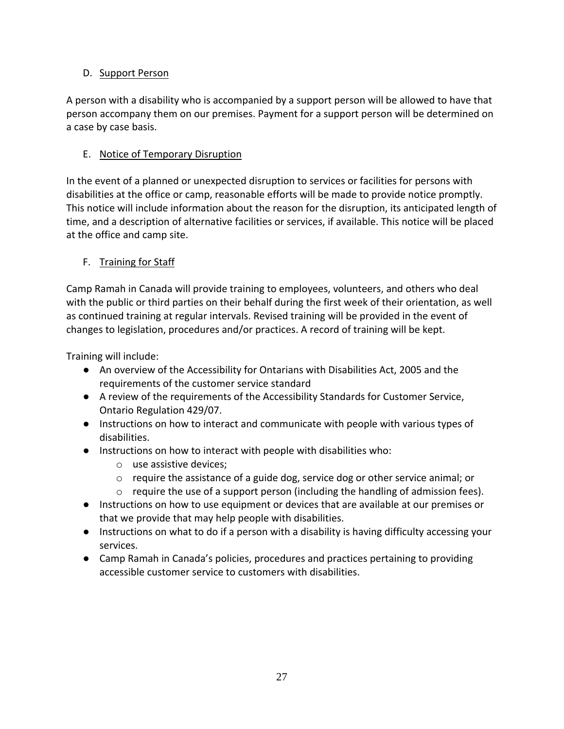### D. Support Person

A person with a disability who is accompanied by a support person will be allowed to have that person accompany them on our premises. Payment for a support person will be determined on a case by case basis.

### E. Notice of Temporary Disruption

In the event of a planned or unexpected disruption to services or facilities for persons with disabilities at the office or camp, reasonable efforts will be made to provide notice promptly. This notice will include information about the reason for the disruption, its anticipated length of time, and a description of alternative facilities or services, if available. This notice will be placed at the office and camp site.

### F. Training for Staff

Camp Ramah in Canada will provide training to employees, volunteers, and others who deal with the public or third parties on their behalf during the first week of their orientation, as well as continued training at regular intervals. Revised training will be provided in the event of changes to legislation, procedures and/or practices. A record of training will be kept.

Training will include:

- An overview of the Accessibility for Ontarians with Disabilities Act, 2005 and the requirements of the customer service standard
- A review of the requirements of the Accessibility Standards for Customer Service, Ontario Regulation 429/07.
- Instructions on how to interact and communicate with people with various types of disabilities.
- Instructions on how to interact with people with disabilities who:
  - use assistive devices;
  - require the assistance of a guide dog, service dog or other service animal; or
  - require the use of a support person (including the handling of admission fees).
- Instructions on how to use equipment or devices that are available at our premises or that we provide that may help people with disabilities.
- Instructions on what to do if a person with a disability is having difficulty accessing your services.
- Camp Ramah in Canada's policies, procedures and practices pertaining to providing accessible customer service to customers with disabilities.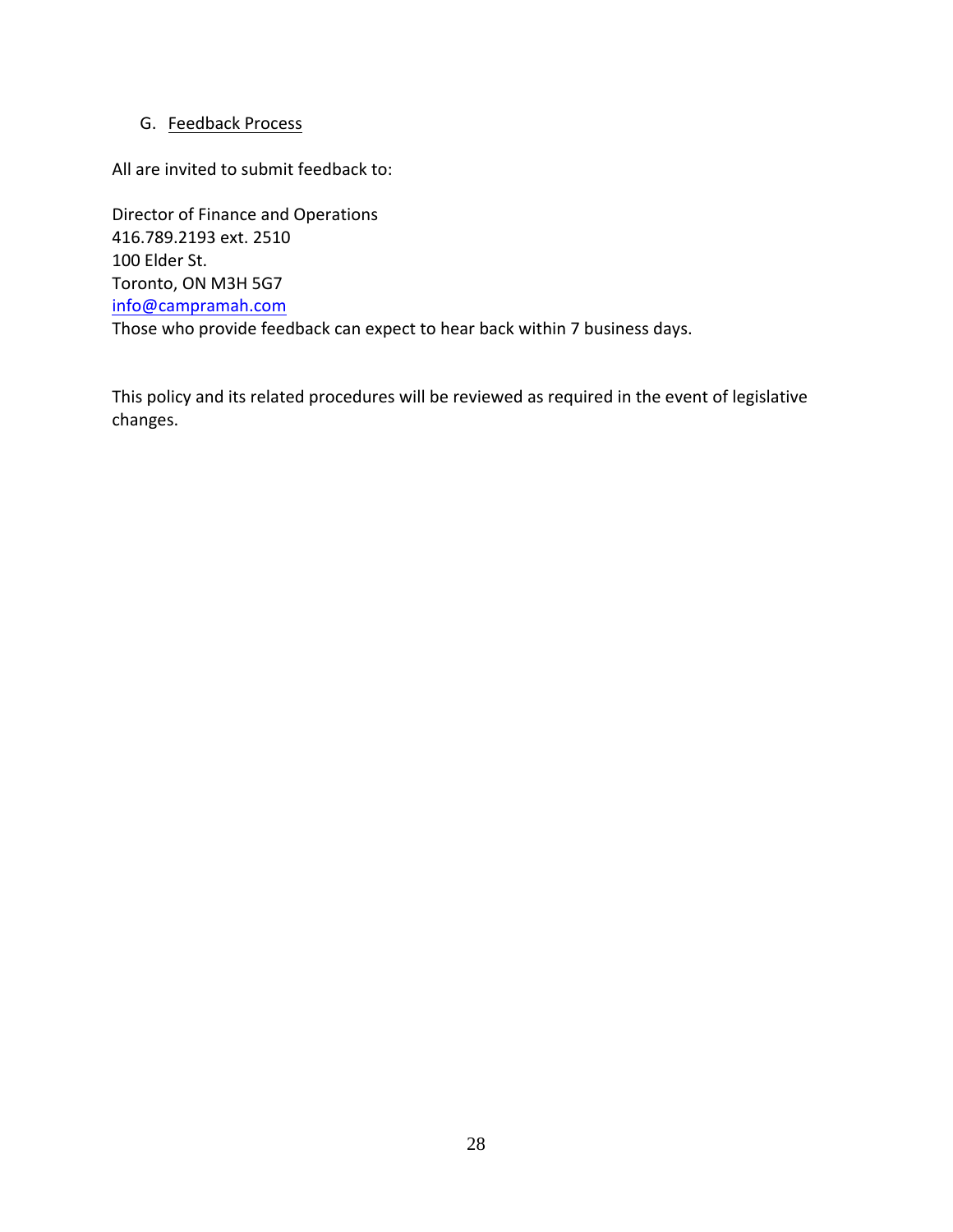G. <u>Feedback Process</u>

All are invited to submit feedback to:

Director of Finance and Operations
416.789.2193 ext. 2510
100 Elder St.
Toronto, ON M3H 5G7
info@campramah.com
Those who provide feedback can expect to hear back within 7 business days.

This policy and its related procedures will be reviewed as required in the event of legislative changes.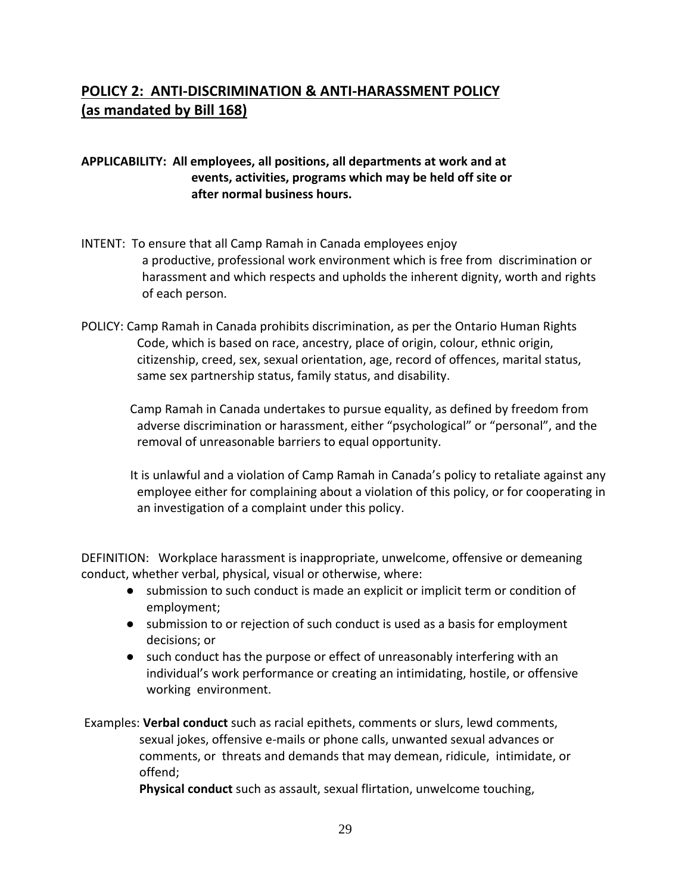## **POLICY 2: ANTI-DISCRIMINATION & ANTI-HARASSMENT POLICY (as mandated by Bill 168)**

**APPLICABILITY: All employees, all positions, all departments at work and at events, activities, programs which may be held off site or after normal business hours.**

INTENT: To ensure that all Camp Ramah in Canada employees enjoy a productive, professional work environment which is free from discrimination or harassment and which respects and upholds the inherent dignity, worth and rights of each person.

POLICY: Camp Ramah in Canada prohibits discrimination, as per the Ontario Human Rights Code, which is based on race, ancestry, place of origin, colour, ethnic origin, citizenship, creed, sex, sexual orientation, age, record of offences, marital status, same sex partnership status, family status, and disability.

Camp Ramah in Canada undertakes to pursue equality, as defined by freedom from adverse discrimination or harassment, either "psychological" or "personal", and the removal of unreasonable barriers to equal opportunity.

It is unlawful and a violation of Camp Ramah in Canada's policy to retaliate against any employee either for complaining about a violation of this policy, or for cooperating in an investigation of a complaint under this policy.

DEFINITION: Workplace harassment is inappropriate, unwelcome, offensive or demeaning conduct, whether verbal, physical, visual or otherwise, where:

- submission to such conduct is made an explicit or implicit term or condition of employment;
- submission to or rejection of such conduct is used as a basis for employment decisions; or
- such conduct has the purpose or effect of unreasonably interfering with an individual's work performance or creating an intimidating, hostile, or offensive working environment.

Examples: **Verbal conduct** such as racial epithets, comments or slurs, lewd comments, sexual jokes, offensive e-mails or phone calls, unwanted sexual advances or comments, or threats and demands that may demean, ridicule, intimidate, or offend;

**Physical conduct** such as assault, sexual flirtation, unwelcome touching,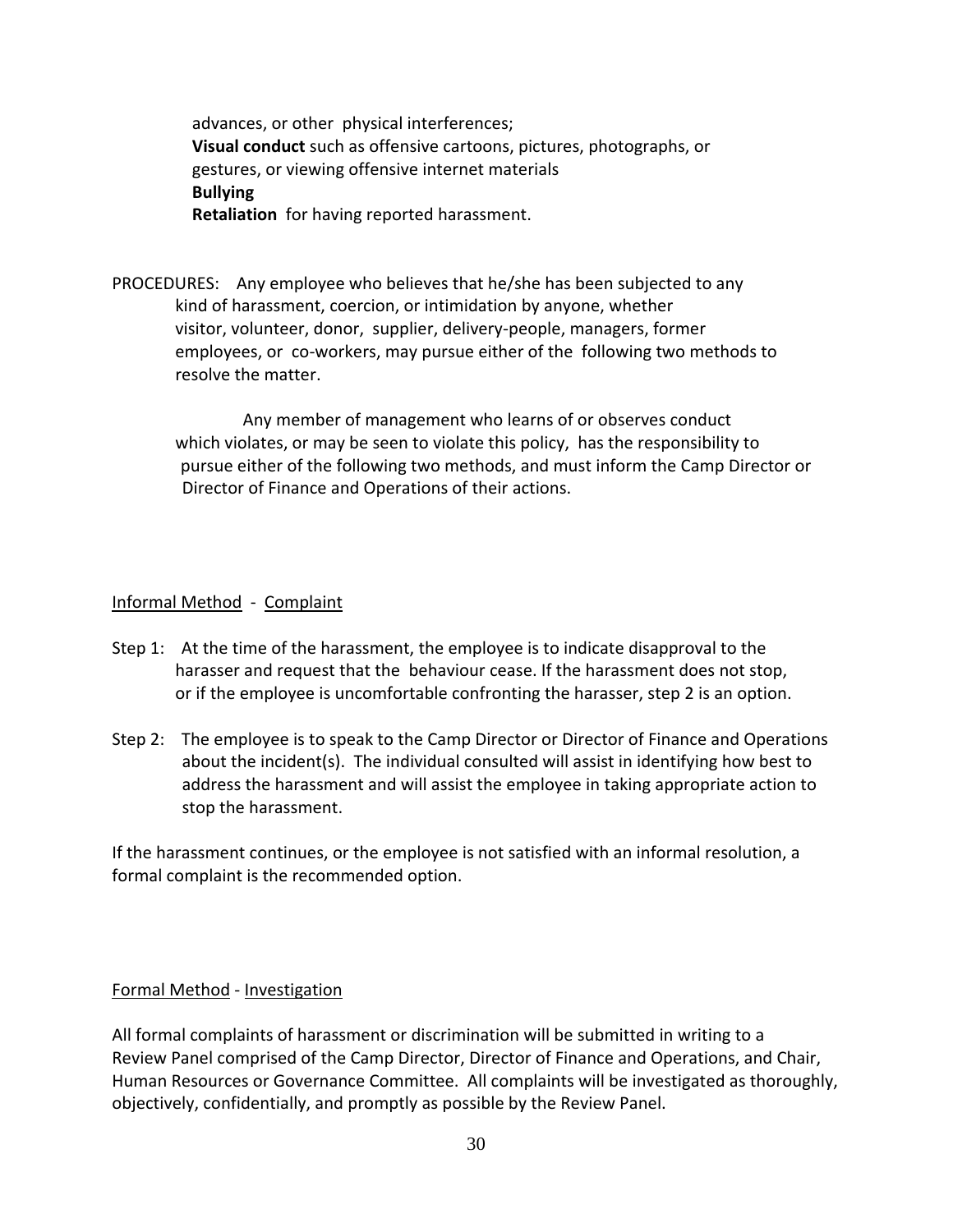advances, or other physical interferences;
**Visual conduct** such as offensive cartoons, pictures, photographs, or gestures, or viewing offensive internet materials
**Bullying**
**Retaliation** for having reported harassment.

PROCEDURES: Any employee who believes that he/she has been subjected to any kind of harassment, coercion, or intimidation by anyone, whether visitor, volunteer, donor, supplier, delivery-people, managers, former employees, or co-workers, may pursue either of the following two methods to resolve the matter.

Any member of management who learns of or observes conduct which violates, or may be seen to violate this policy, has the responsibility to pursue either of the following two methods, and must inform the Camp Director or Director of Finance and Operations of their actions.

Informal Method - Complaint

Step 1: At the time of the harassment, the employee is to indicate disapproval to the harasser and request that the behaviour cease. If the harassment does not stop, or if the employee is uncomfortable confronting the harasser, step 2 is an option.

Step 2: The employee is to speak to the Camp Director or Director of Finance and Operations about the incident(s). The individual consulted will assist in identifying how best to address the harassment and will assist the employee in taking appropriate action to stop the harassment.

If the harassment continues, or the employee is not satisfied with an informal resolution, a formal complaint is the recommended option.

Formal Method - Investigation

All formal complaints of harassment or discrimination will be submitted in writing to a Review Panel comprised of the Camp Director, Director of Finance and Operations, and Chair, Human Resources or Governance Committee. All complaints will be investigated as thoroughly, objectively, confidentially, and promptly as possible by the Review Panel.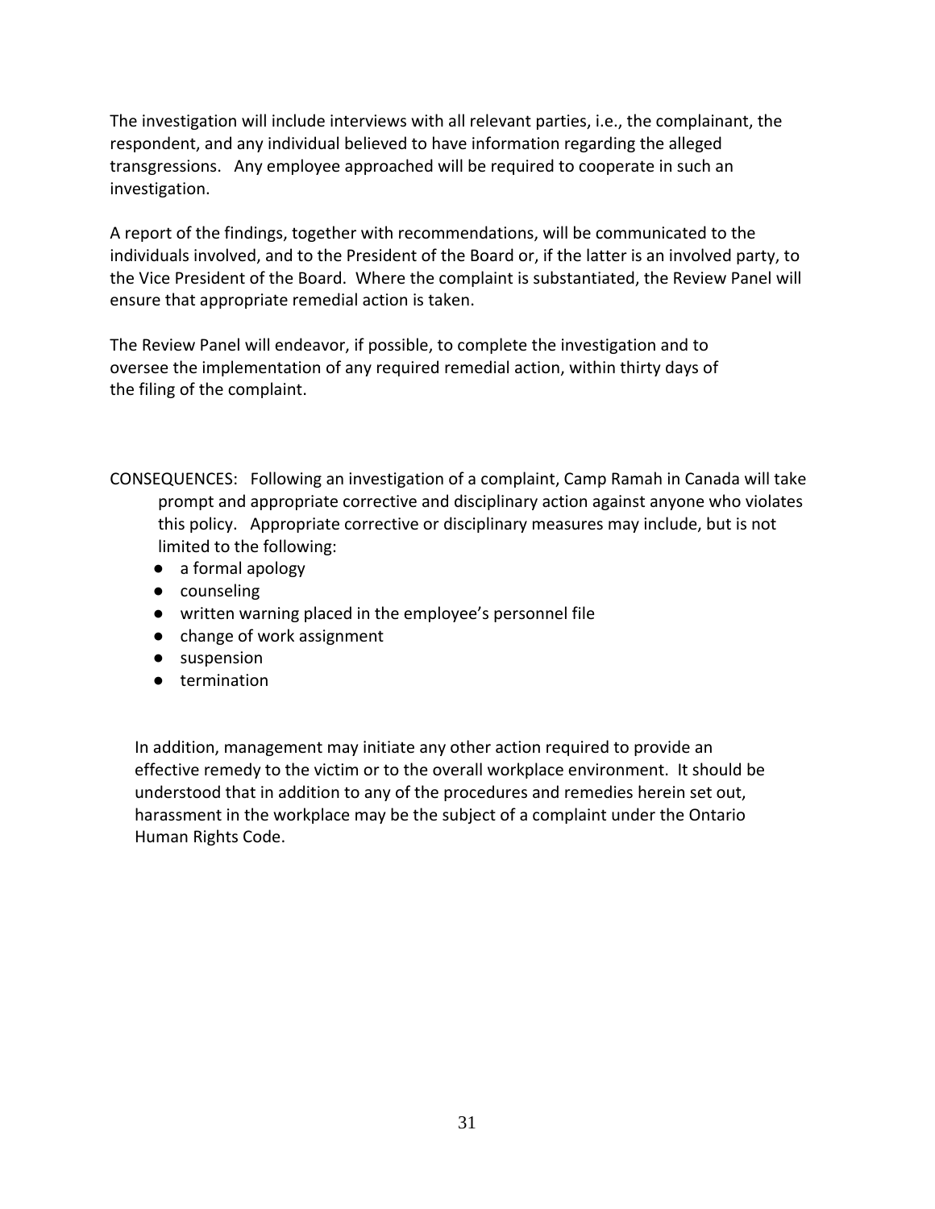The investigation will include interviews with all relevant parties, i.e., the complainant, the respondent, and any individual believed to have information regarding the alleged transgressions. Any employee approached will be required to cooperate in such an investigation.

A report of the findings, together with recommendations, will be communicated to the individuals involved, and to the President of the Board or, if the latter is an involved party, to the Vice President of the Board. Where the complaint is substantiated, the Review Panel will ensure that appropriate remedial action is taken.

The Review Panel will endeavor, if possible, to complete the investigation and to oversee the implementation of any required remedial action, within thirty days of the filing of the complaint.

CONSEQUENCES: Following an investigation of a complaint, Camp Ramah in Canada will take prompt and appropriate corrective and disciplinary action against anyone who violates this policy. Appropriate corrective or disciplinary measures may include, but is not limited to the following:

- a formal apology
- counseling
- written warning placed in the employee's personnel file
- change of work assignment
- suspension
- termination

In addition, management may initiate any other action required to provide an effective remedy to the victim or to the overall workplace environment. It should be understood that in addition to any of the procedures and remedies herein set out, harassment in the workplace may be the subject of a complaint under the Ontario Human Rights Code.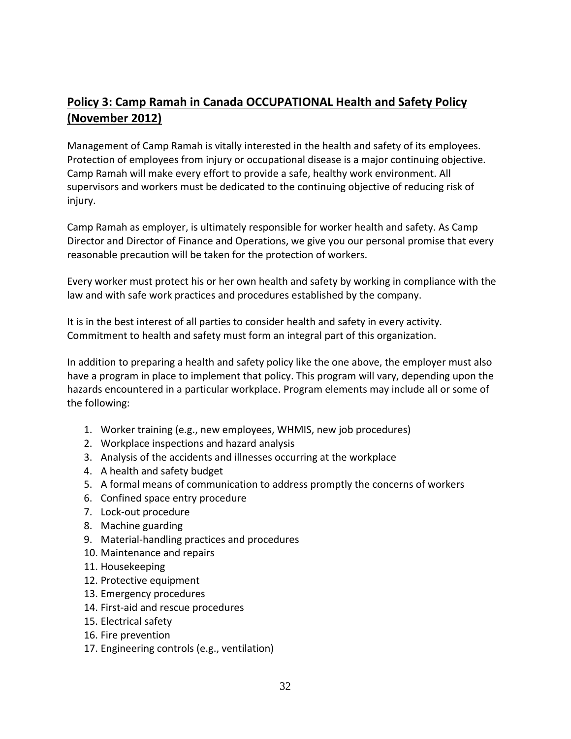## **Policy 3: Camp Ramah in Canada OCCUPATIONAL Health and Safety Policy (November 2012)**

Management of Camp Ramah is vitally interested in the health and safety of its employees. Protection of employees from injury or occupational disease is a major continuing objective. Camp Ramah will make every effort to provide a safe, healthy work environment. All supervisors and workers must be dedicated to the continuing objective of reducing risk of injury.

Camp Ramah as employer, is ultimately responsible for worker health and safety. As Camp Director and Director of Finance and Operations, we give you our personal promise that every reasonable precaution will be taken for the protection of workers.

Every worker must protect his or her own health and safety by working in compliance with the law and with safe work practices and procedures established by the company.

It is in the best interest of all parties to consider health and safety in every activity. Commitment to health and safety must form an integral part of this organization.

In addition to preparing a health and safety policy like the one above, the employer must also have a program in place to implement that policy. This program will vary, depending upon the hazards encountered in a particular workplace. Program elements may include all or some of the following:

1. Worker training (e.g., new employees, WHMIS, new job procedures)
2. Workplace inspections and hazard analysis
3. Analysis of the accidents and illnesses occurring at the workplace
4. A health and safety budget
5. A formal means of communication to address promptly the concerns of workers
6. Confined space entry procedure
7. Lock-out procedure
8. Machine guarding
9. Material-handling practices and procedures
10. Maintenance and repairs
11. Housekeeping
12. Protective equipment
13. Emergency procedures
14. First-aid and rescue procedures
15. Electrical safety
16. Fire prevention
17. Engineering controls (e.g., ventilation)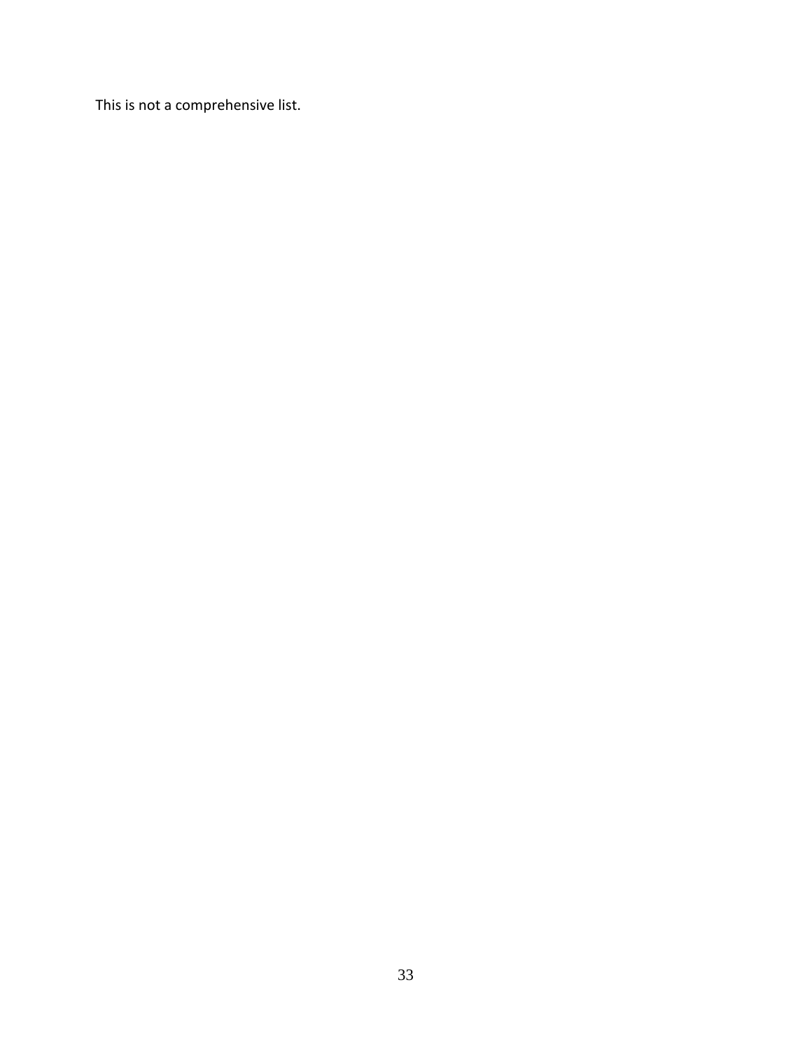This is not a comprehensive list.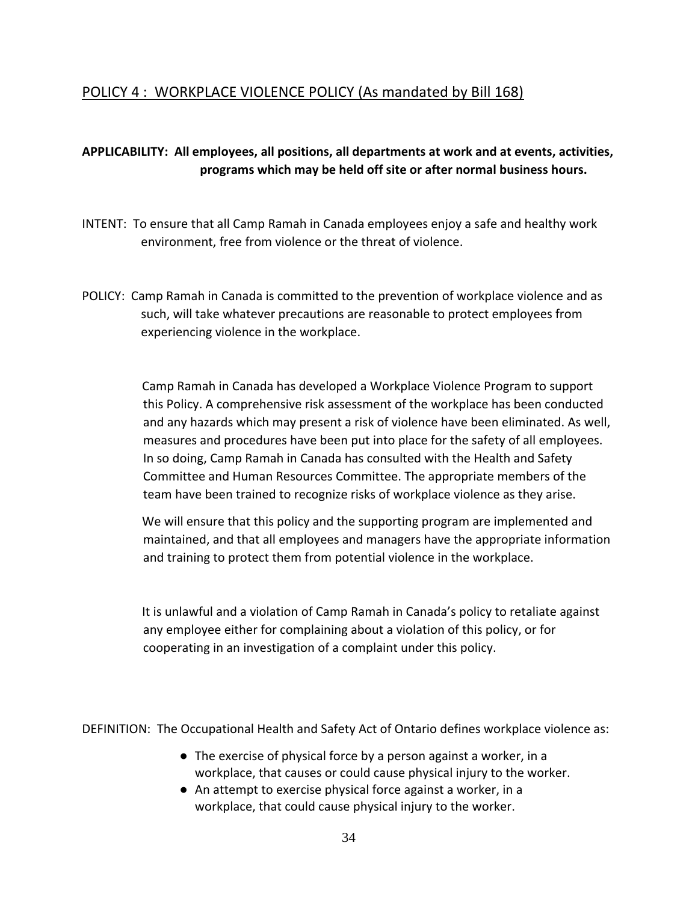## POLICY 4 : WORKPLACE VIOLENCE POLICY (As mandated by Bill 168)

**APPLICABILITY: All employees, all positions, all departments at work and at events, activities, programs which may be held off site or after normal business hours.**

INTENT: To ensure that all Camp Ramah in Canada employees enjoy a safe and healthy work environment, free from violence or the threat of violence.

POLICY: Camp Ramah in Canada is committed to the prevention of workplace violence and as such, will take whatever precautions are reasonable to protect employees from experiencing violence in the workplace.

Camp Ramah in Canada has developed a Workplace Violence Program to support this Policy. A comprehensive risk assessment of the workplace has been conducted and any hazards which may present a risk of violence have been eliminated. As well, measures and procedures have been put into place for the safety of all employees. In so doing, Camp Ramah in Canada has consulted with the Health and Safety Committee and Human Resources Committee. The appropriate members of the team have been trained to recognize risks of workplace violence as they arise.

We will ensure that this policy and the supporting program are implemented and maintained, and that all employees and managers have the appropriate information and training to protect them from potential violence in the workplace.

It is unlawful and a violation of Camp Ramah in Canada's policy to retaliate against any employee either for complaining about a violation of this policy, or for cooperating in an investigation of a complaint under this policy.

DEFINITION: The Occupational Health and Safety Act of Ontario defines workplace violence as:

- The exercise of physical force by a person against a worker, in a workplace, that causes or could cause physical injury to the worker.
- An attempt to exercise physical force against a worker, in a workplace, that could cause physical injury to the worker.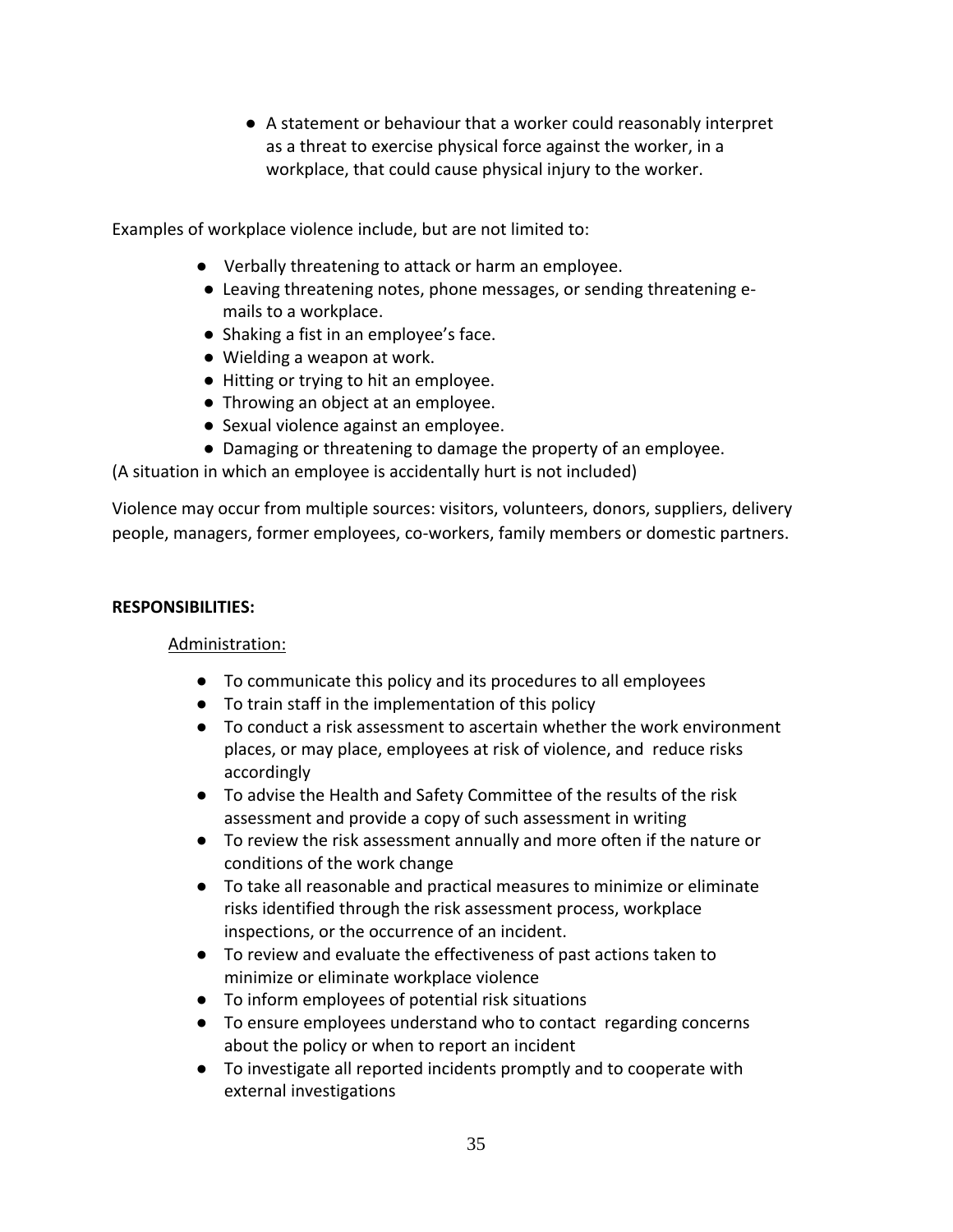- A statement or behaviour that a worker could reasonably interpret as a threat to exercise physical force against the worker, in a workplace, that could cause physical injury to the worker.

Examples of workplace violence include, but are not limited to:

- Verbally threatening to attack or harm an employee.
- Leaving threatening notes, phone messages, or sending threatening e-mails to a workplace.
- Shaking a fist in an employee's face.
- Wielding a weapon at work.
- Hitting or trying to hit an employee.
- Throwing an object at an employee.
- Sexual violence against an employee.
- Damaging or threatening to damage the property of an employee.

(A situation in which an employee is accidentally hurt is not included)

Violence may occur from multiple sources: visitors, volunteers, donors, suppliers, delivery people, managers, former employees, co-workers, family members or domestic partners.

**RESPONSIBILITIES:**

Administration:

- To communicate this policy and its procedures to all employees
- To train staff in the implementation of this policy
- To conduct a risk assessment to ascertain whether the work environment places, or may place, employees at risk of violence, and reduce risks accordingly
- To advise the Health and Safety Committee of the results of the risk assessment and provide a copy of such assessment in writing
- To review the risk assessment annually and more often if the nature or conditions of the work change
- To take all reasonable and practical measures to minimize or eliminate risks identified through the risk assessment process, workplace inspections, or the occurrence of an incident.
- To review and evaluate the effectiveness of past actions taken to minimize or eliminate workplace violence
- To inform employees of potential risk situations
- To ensure employees understand who to contact regarding concerns about the policy or when to report an incident
- To investigate all reported incidents promptly and to cooperate with external investigations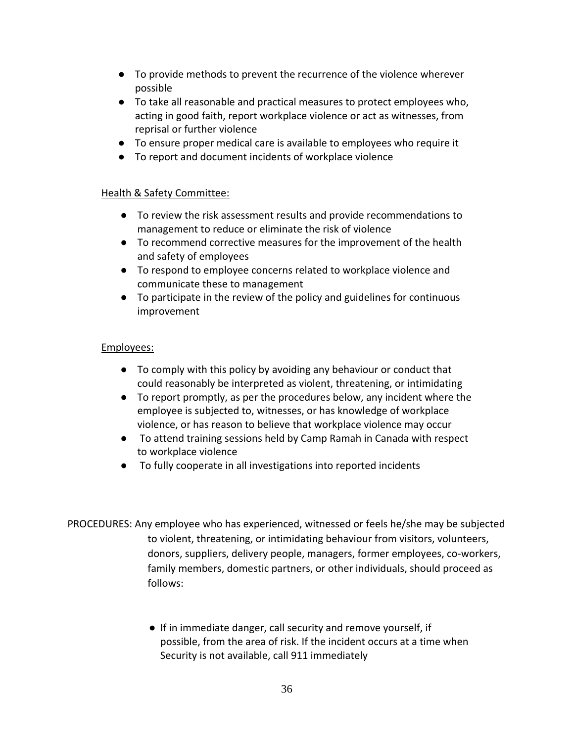- To provide methods to prevent the recurrence of the violence wherever possible
- To take all reasonable and practical measures to protect employees who, acting in good faith, report workplace violence or act as witnesses, from reprisal or further violence
- To ensure proper medical care is available to employees who require it
- To report and document incidents of workplace violence

<u>Health & Safety Committee:</u>

- To review the risk assessment results and provide recommendations to management to reduce or eliminate the risk of violence
- To recommend corrective measures for the improvement of the health and safety of employees
- To respond to employee concerns related to workplace violence and communicate these to management
- To participate in the review of the policy and guidelines for continuous improvement

<u>Employees:</u>

- To comply with this policy by avoiding any behaviour or conduct that could reasonably be interpreted as violent, threatening, or intimidating
- To report promptly, as per the procedures below, any incident where the employee is subjected to, witnesses, or has knowledge of workplace violence, or has reason to believe that workplace violence may occur
- To attend training sessions held by Camp Ramah in Canada with respect to workplace violence
- To fully cooperate in all investigations into reported incidents

PROCEDURES: Any employee who has experienced, witnessed or feels he/she may be subjected to violent, threatening, or intimidating behaviour from visitors, volunteers, donors, suppliers, delivery people, managers, former employees, co-workers, family members, domestic partners, or other individuals, should proceed as follows:

- If in immediate danger, call security and remove yourself, if possible, from the area of risk. If the incident occurs at a time when Security is not available, call 911 immediately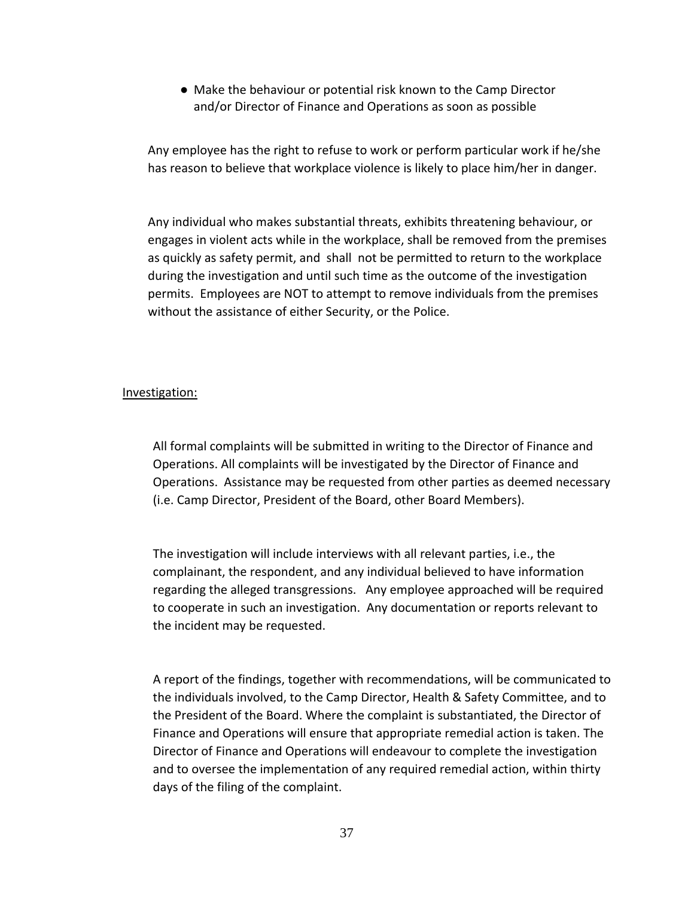- Make the behaviour or potential risk known to the Camp Director and/or Director of Finance and Operations as soon as possible

Any employee has the right to refuse to work or perform particular work if he/she has reason to believe that workplace violence is likely to place him/her in danger.

Any individual who makes substantial threats, exhibits threatening behaviour, or engages in violent acts while in the workplace, shall be removed from the premises as quickly as safety permit, and shall not be permitted to return to the workplace during the investigation and until such time as the outcome of the investigation permits. Employees are NOT to attempt to remove individuals from the premises without the assistance of either Security, or the Police.

Investigation:

All formal complaints will be submitted in writing to the Director of Finance and Operations. All complaints will be investigated by the Director of Finance and Operations. Assistance may be requested from other parties as deemed necessary (i.e. Camp Director, President of the Board, other Board Members).

The investigation will include interviews with all relevant parties, i.e., the complainant, the respondent, and any individual believed to have information regarding the alleged transgressions. Any employee approached will be required to cooperate in such an investigation. Any documentation or reports relevant to the incident may be requested.

A report of the findings, together with recommendations, will be communicated to the individuals involved, to the Camp Director, Health & Safety Committee, and to the President of the Board. Where the complaint is substantiated, the Director of Finance and Operations will ensure that appropriate remedial action is taken. The Director of Finance and Operations will endeavour to complete the investigation and to oversee the implementation of any required remedial action, within thirty days of the filing of the complaint.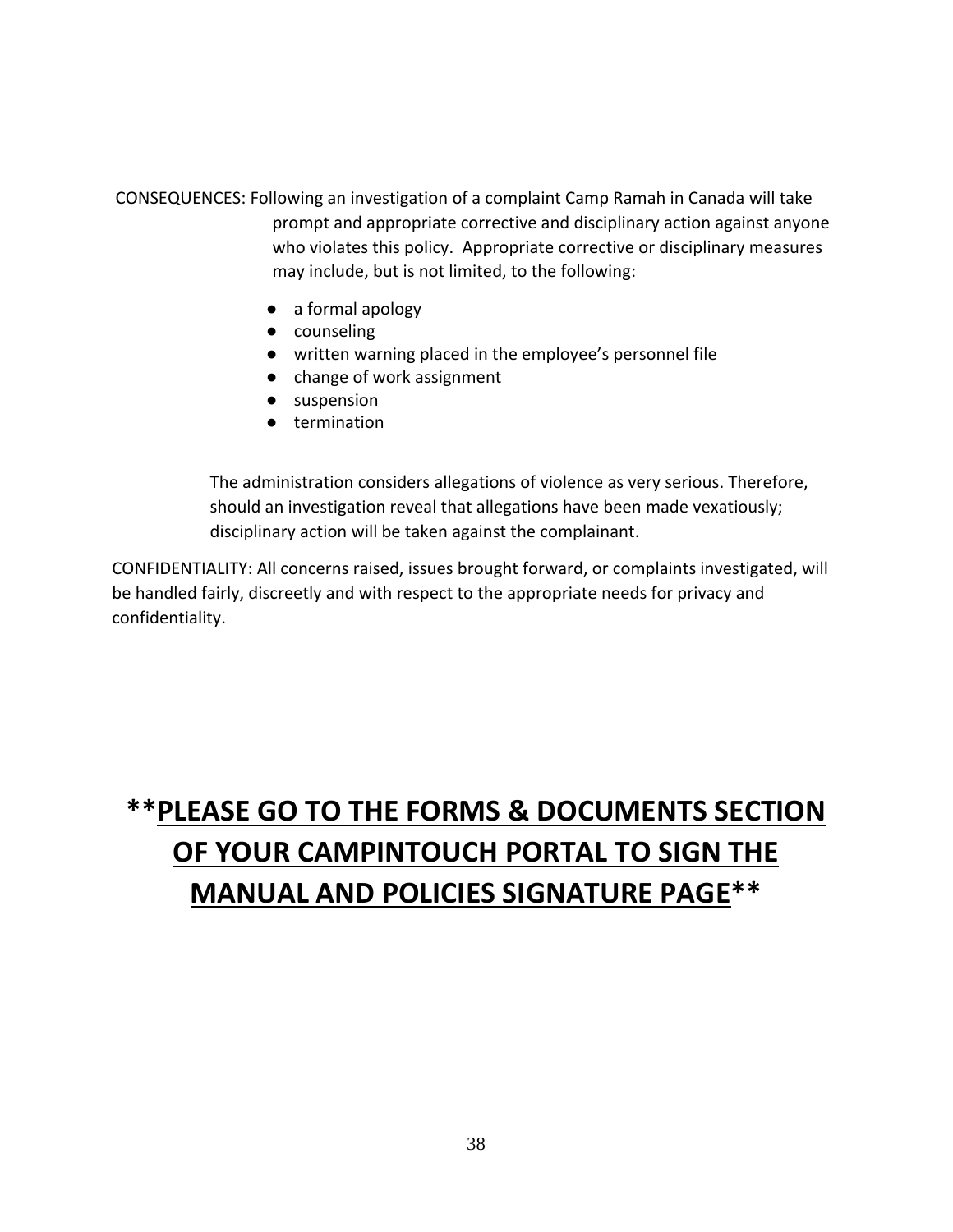CONSEQUENCES: Following an investigation of a complaint Camp Ramah in Canada will take prompt and appropriate corrective and disciplinary action against anyone who violates this policy. Appropriate corrective or disciplinary measures may include, but is not limited, to the following:

- a formal apology
- counseling
- written warning placed in the employee's personnel file
- change of work assignment
- suspension
- termination

The administration considers allegations of violence as very serious. Therefore, should an investigation reveal that allegations have been made vexatiously; disciplinary action will be taken against the complainant.

CONFIDENTIALITY: All concerns raised, issues brought forward, or complaints investigated, will be handled fairly, discreetly and with respect to the appropriate needs for privacy and confidentiality.

**\*\*<u>PLEASE GO TO THE FORMS & DOCUMENTS SECTION OF YOUR CAMPINTOUCH PORTAL TO SIGN THE MANUAL AND POLICIES SIGNATURE PAGE</u>\*\***